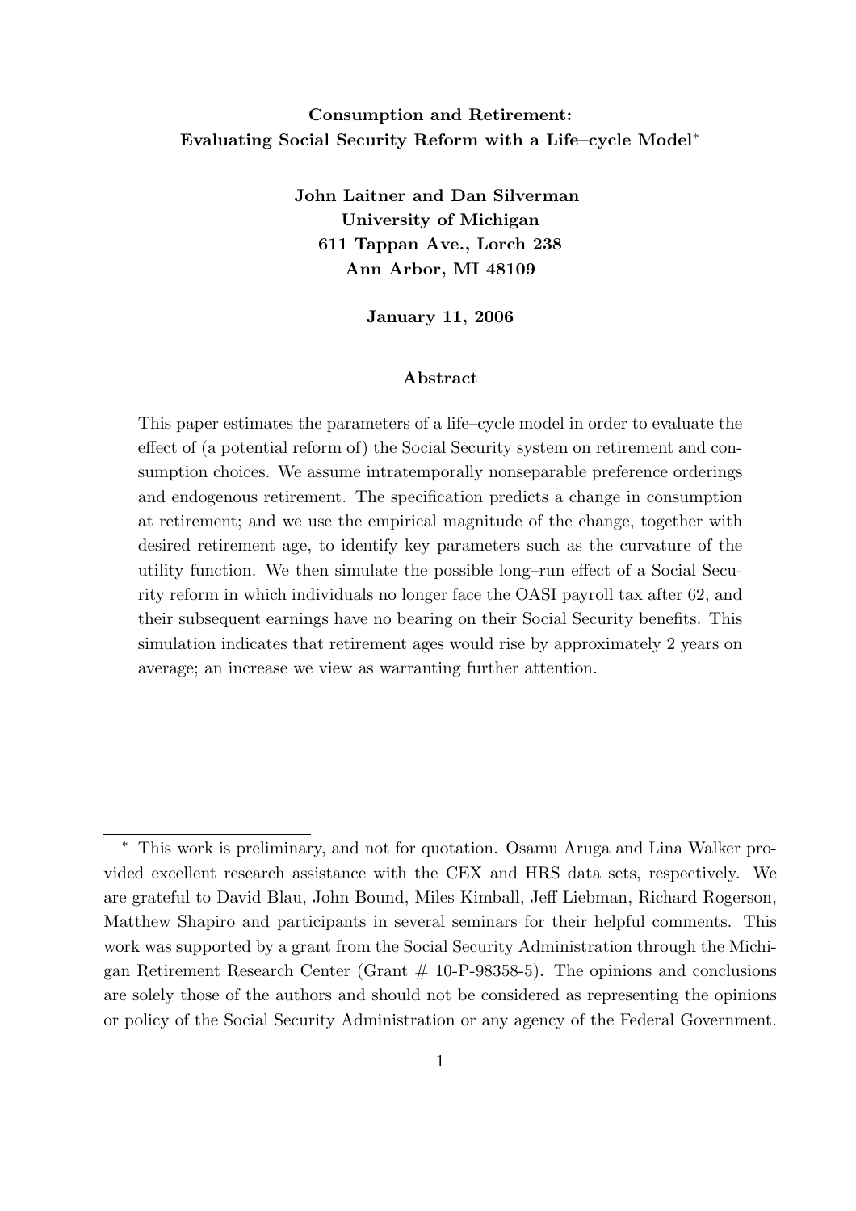# Consumption and Retirement: Evaluating Social Security Reform with a Life–cycle Model*

**John Laitner and Dan Silverman**
**University of Michigan**
**611 Tappan Ave., Lorch 238**
**Ann Arbor, MI 48109**

**January 11, 2006**

## Abstract

This paper estimates the parameters of a life–cycle model in order to evaluate the effect of (a potential reform of) the Social Security system on retirement and consumption choices. We assume intratemporally nonseparable preference orderings and endogenous retirement. The specification predicts a change in consumption at retirement; and we use the empirical magnitude of the change, together with desired retirement age, to identify key parameters such as the curvature of the utility function. We then simulate the possible long–run effect of a Social Security reform in which individuals no longer face the OASI payroll tax after 62, and their subsequent earnings have no bearing on their Social Security benefits. This simulation indicates that retirement ages would rise by approximately 2 years on average; an increase we view as warranting further attention.

---

* This work is preliminary, and not for quotation. Osamu Aruga and Lina Walker provided excellent research assistance with the CEX and HRS data sets, respectively. We are grateful to David Blau, John Bound, Miles Kimball, Jeff Liebman, Richard Rogerson, Matthew Shapiro and participants in several seminars for their helpful comments. This work was supported by a grant from the Social Security Administration through the Michigan Retirement Research Center (Grant # 10-P-98358-5). The opinions and conclusions are solely those of the authors and should not be considered as representing the opinions or policy of the Social Security Administration or any agency of the Federal Government.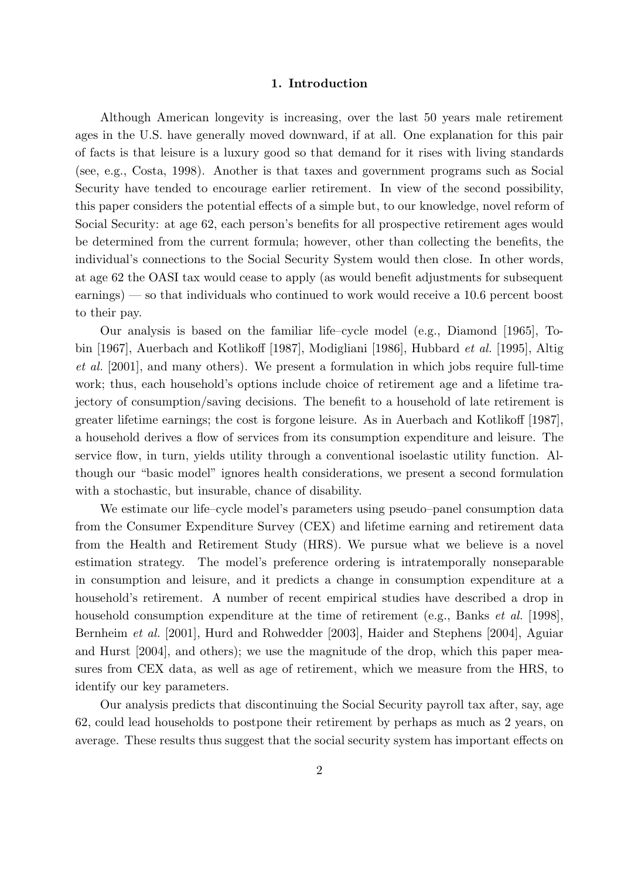## 1. Introduction

Although American longevity is increasing, over the last 50 years male retirement ages in the U.S. have generally moved downward, if at all. One explanation for this pair of facts is that leisure is a luxury good so that demand for it rises with living standards (see, e.g., Costa, 1998). Another is that taxes and government programs such as Social Security have tended to encourage earlier retirement. In view of the second possibility, this paper considers the potential effects of a simple but, to our knowledge, novel reform of Social Security: at age 62, each person's benefits for all prospective retirement ages would be determined from the current formula; however, other than collecting the benefits, the individual's connections to the Social Security System would then close. In other words, at age 62 the OASI tax would cease to apply (as would benefit adjustments for subsequent earnings) — so that individuals who continued to work would receive a 10.6 percent boost to their pay.

Our analysis is based on the familiar life–cycle model (e.g., Diamond [1965], Tobin [1967], Auerbach and Kotlikoff [1987], Modigliani [1986], Hubbard *et al.* [1995], Altig *et al.* [2001], and many others). We present a formulation in which jobs require full-time work; thus, each household's options include choice of retirement age and a lifetime trajectory of consumption/saving decisions. The benefit to a household of late retirement is greater lifetime earnings; the cost is forgone leisure. As in Auerbach and Kotlikoff [1987], a household derives a flow of services from its consumption expenditure and leisure. The service flow, in turn, yields utility through a conventional isoelastic utility function. Although our "basic model" ignores health considerations, we present a second formulation with a stochastic, but insurable, chance of disability.

We estimate our life–cycle model's parameters using pseudo–panel consumption data from the Consumer Expenditure Survey (CEX) and lifetime earning and retirement data from the Health and Retirement Study (HRS). We pursue what we believe is a novel estimation strategy. The model's preference ordering is intratemporally nonseparable in consumption and leisure, and it predicts a change in consumption expenditure at a household's retirement. A number of recent empirical studies have described a drop in household consumption expenditure at the time of retirement (e.g., Banks *et al.* [1998], Bernheim *et al.* [2001], Hurd and Rohwedder [2003], Haider and Stephens [2004], Aguiar and Hurst [2004], and others); we use the magnitude of the drop, which this paper measures from CEX data, as well as age of retirement, which we measure from the HRS, to identify our key parameters.

Our analysis predicts that discontinuing the Social Security payroll tax after, say, age 62, could lead households to postpone their retirement by perhaps as much as 2 years, on average. These results thus suggest that the social security system has important effects on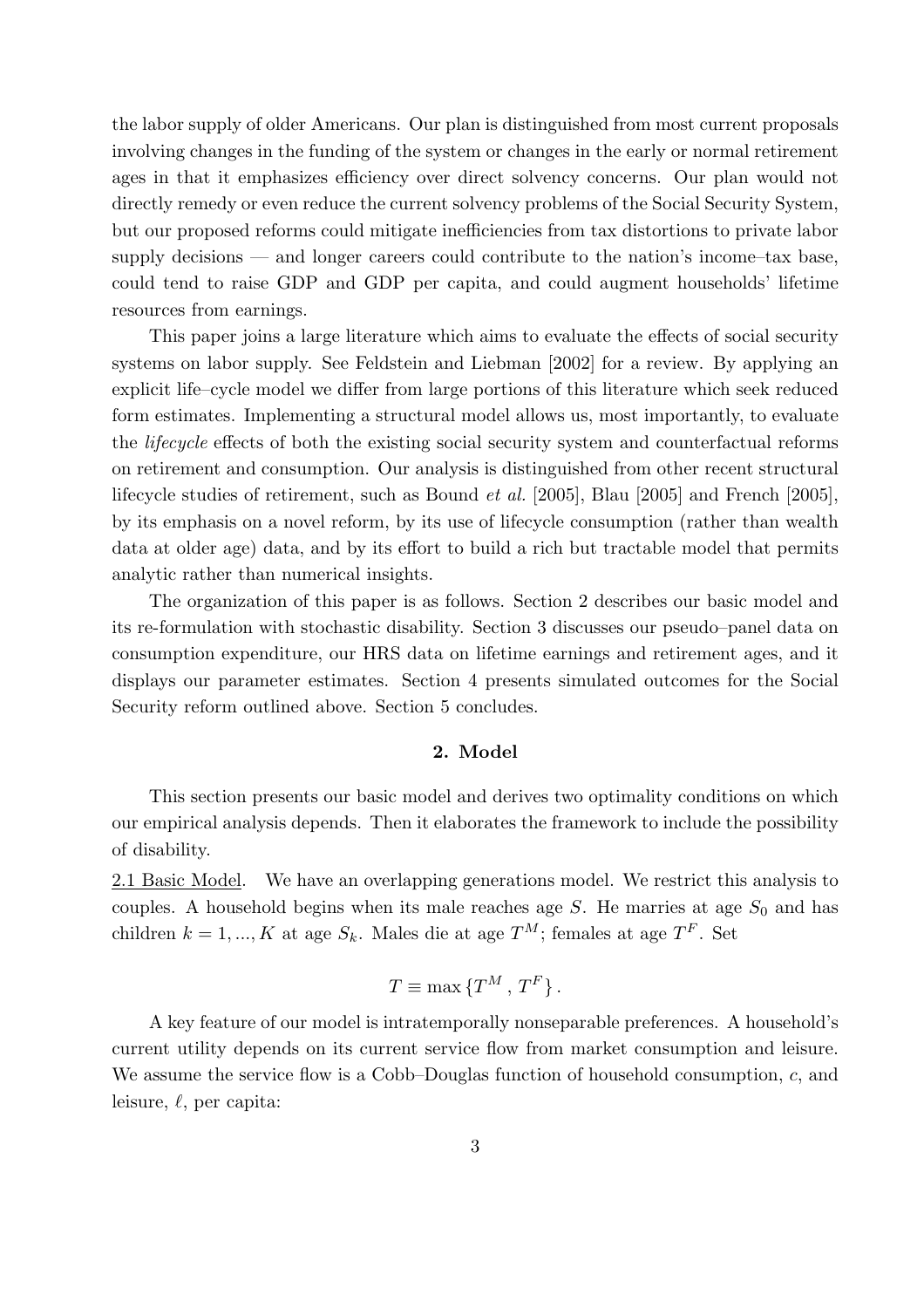the labor supply of older Americans. Our plan is distinguished from most current proposals involving changes in the funding of the system or changes in the early or normal retirement ages in that it emphasizes efficiency over direct solvency concerns. Our plan would not directly remedy or even reduce the current solvency problems of the Social Security System, but our proposed reforms could mitigate inefficiencies from tax distortions to private labor supply decisions — and longer careers could contribute to the nation's income–tax base, could tend to raise GDP and GDP per capita, and could augment households' lifetime resources from earnings.

This paper joins a large literature which aims to evaluate the effects of social security systems on labor supply. See Feldstein and Liebman [2002] for a review. By applying an explicit life–cycle model we differ from large portions of this literature which seek reduced form estimates. Implementing a structural model allows us, most importantly, to evaluate the *lifecycle* effects of both the existing social security system and counterfactual reforms on retirement and consumption. Our analysis is distinguished from other recent structural lifecycle studies of retirement, such as Bound *et al.* [2005], Blau [2005] and French [2005], by its emphasis on a novel reform, by its use of lifecycle consumption (rather than wealth data at older age) data, and by its effort to build a rich but tractable model that permits analytic rather than numerical insights.

The organization of this paper is as follows. Section 2 describes our basic model and its re-formulation with stochastic disability. Section 3 discusses our pseudo–panel data on consumption expenditure, our HRS data on lifetime earnings and retirement ages, and it displays our parameter estimates. Section 4 presents simulated outcomes for the Social Security reform outlined above. Section 5 concludes.

## 2. Model

This section presents our basic model and derives two optimality conditions on which our empirical analysis depends. Then it elaborates the framework to include the possibility of disability.

2.1 Basic Model. We have an overlapping generations model. We restrict this analysis to couples. A household begins when its male reaches age $S$. He marries at age $S_0$ and has children $k = 1, ..., K$ at age $S_k$. Males die at age $T^M$; females at age $T^F$. Set

$$T \equiv \max \{T^M \, , \, T^F\} \, .$$

A key feature of our model is intratemporally nonseparable preferences. A household's current utility depends on its current service flow from market consumption and leisure. We assume the service flow is a Cobb–Douglas function of household consumption, $c$, and leisure, $\ell$, per capita: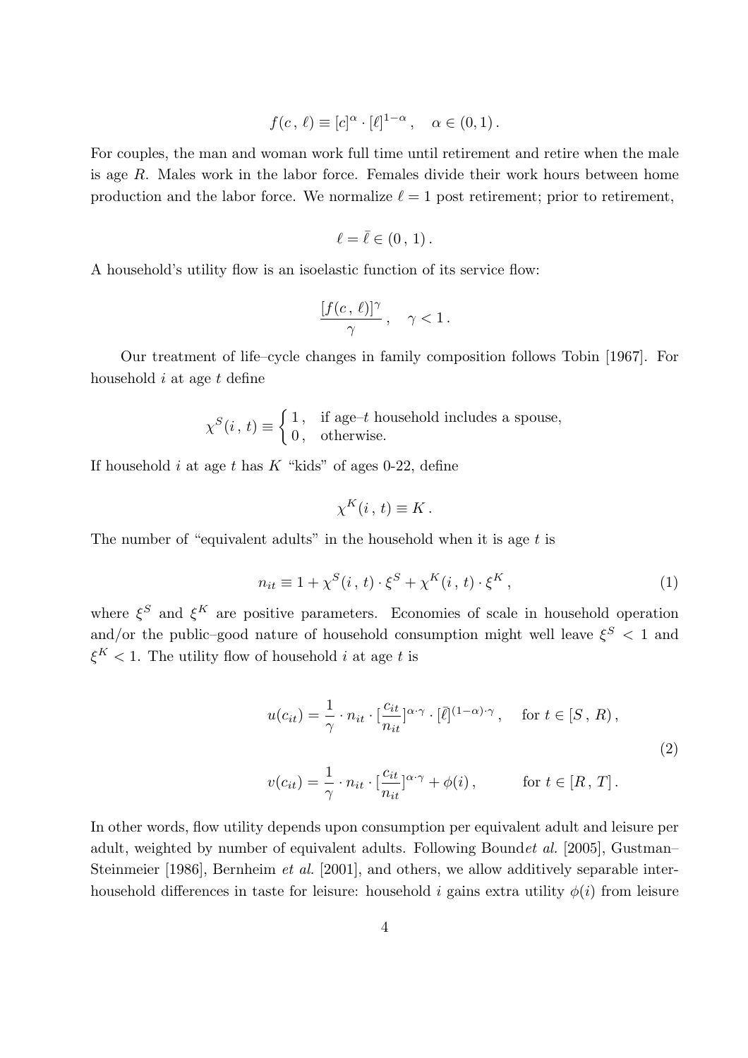$$f(c\,,\,\ell) \equiv [c]^{\alpha} \cdot [\ell]^{1-\alpha}\,, \quad \alpha \in (0,1)\,.$$

For couples, the man and woman work full time until retirement and retire when the male is age $R$. Males work in the labor force. Females divide their work hours between home production and the labor force. We normalize $\ell = 1$ post retirement; prior to retirement,

$$\ell = \bar{\ell} \in (0\,,\,1)\,.$$

A household's utility flow is an isoelastic function of its service flow:

$$\frac{[f(c\,,\,\ell)]^{\gamma}}{\gamma}\,, \quad \gamma < 1\,.$$

Our treatment of life–cycle changes in family composition follows Tobin [1967]. For household $i$ at age $t$ define

$$\chi^S(i\,,\,t) \equiv \begin{cases} 1\,, & \text{if age–}t\text{ household includes a spouse,} \\ 0\,, & \text{otherwise.} \end{cases}$$

If household $i$ at age $t$ has $K$ "kids" of ages 0-22, define

$$\chi^K(i\,,\,t) \equiv K\,.$$

The number of "equivalent adults" in the household when it is age $t$ is

$$n_{it} \equiv 1 + \chi^S(i\,,\,t) \cdot \xi^S + \chi^K(i\,,\,t) \cdot \xi^K\,, \tag{1}$$

where $\xi^S$ and $\xi^K$ are positive parameters. Economies of scale in household operation and/or the public–good nature of household consumption might well leave $\xi^S < 1$ and $\xi^K < 1$. The utility flow of household $i$ at age $t$ is

$$\begin{aligned} u(c_{it}) &= \frac{1}{\gamma} \cdot n_{it} \cdot [\frac{c_{it}}{n_{it}}]^{\alpha \cdot \gamma} \cdot [\bar{\ell}]^{(1-\alpha)\cdot\gamma}\,, \quad &\text{for } t \in [S\,,\,R)\,, \\ v(c_{it}) &= \frac{1}{\gamma} \cdot n_{it} \cdot [\frac{c_{it}}{n_{it}}]^{\alpha \cdot \gamma} + \phi(i)\,, \quad &\text{for } t \in [R\,,\,T]\,. \end{aligned} \tag{2}$$

In other words, flow utility depends upon consumption per equivalent adult and leisure per adult, weighted by number of equivalent adults. Following Bound*et al.* [2005], Gustman–Steinmeier [1986], Bernheim *et al.* [2001], and others, we allow additively separable inter-household differences in taste for leisure: household $i$ gains extra utility $\phi(i)$ from leisure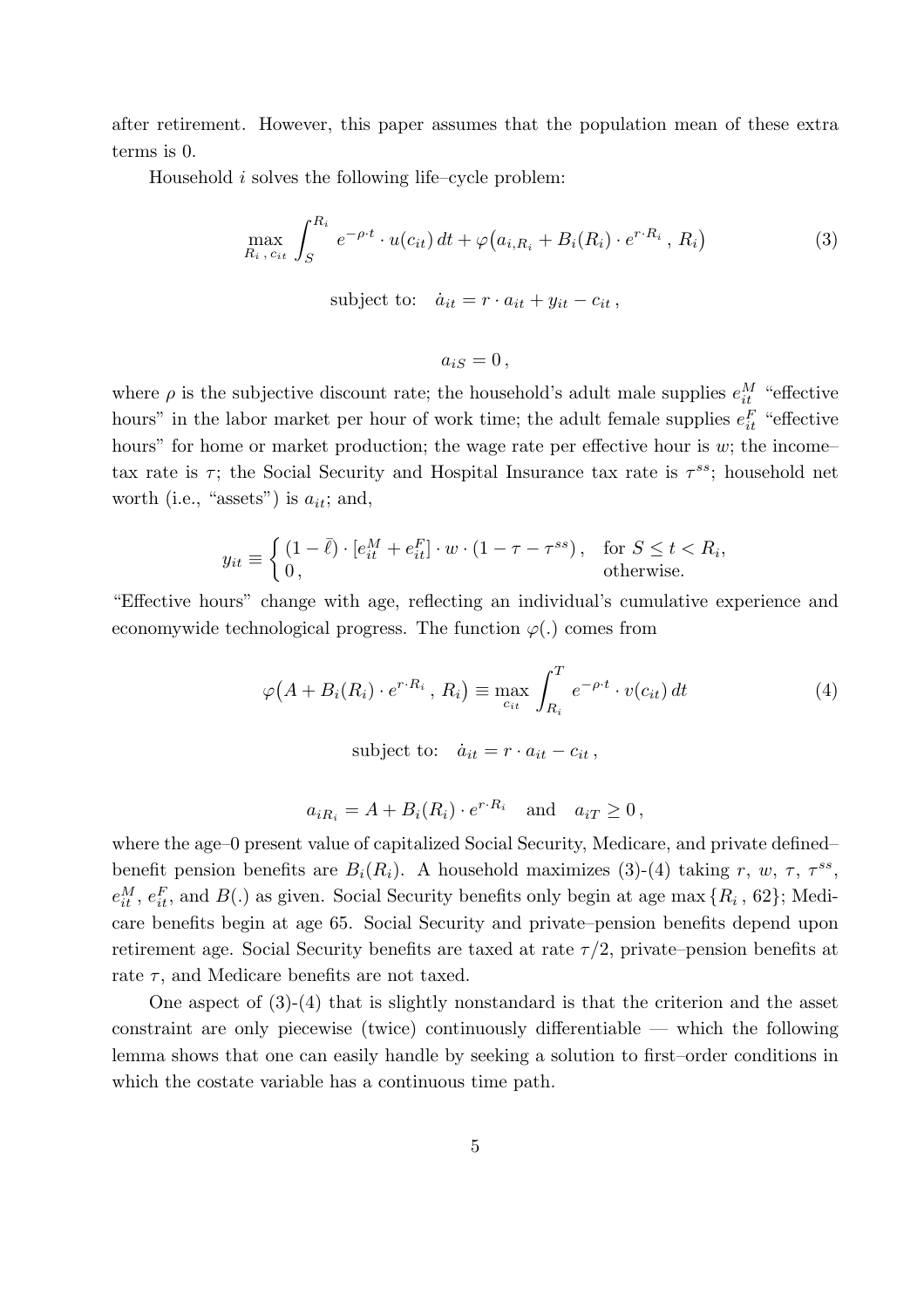after retirement. However, this paper assumes that the population mean of these extra terms is 0.

Household $i$ solves the following life–cycle problem:

$$\max_{R_i\,,\,c_{it}} \int_S^{R_i} e^{-\rho\cdot t}\cdot u(c_{it})\,dt + \varphi\big(a_{i,R_i} + B_i(R_i)\cdot e^{r\cdot R_i}\,,\,R_i\big) \tag{3}$$

$$\text{subject to:}\quad \dot{a}_{it} = r\cdot a_{it} + y_{it} - c_{it}\,,$$

$$a_{iS} = 0\,,$$

where $\rho$ is the subjective discount rate; the household's adult male supplies $e^M_{it}$ "effective hours" in the labor market per hour of work time; the adult female supplies $e^F_{it}$ "effective hours" for home or market production; the wage rate per effective hour is $w$; the income–tax rate is $\tau$; the Social Security and Hospital Insurance tax rate is $\tau^{ss}$; household net worth (i.e., "assets") is $a_{it}$; and,

$$y_{it} \equiv \begin{cases} (1-\bar{\ell})\cdot[e^M_{it} + e^F_{it}]\cdot w\cdot(1-\tau-\tau^{ss})\,, & \text{for } S \leq t < R_i,\\ 0\,, & \text{otherwise.}\end{cases}$$

"Effective hours" change with age, reflecting an individual's cumulative experience and economywide technological progress. The function $\varphi(.)$ comes from

$$\varphi\big(A + B_i(R_i)\cdot e^{r\cdot R_i}\,,\,R_i\big) \equiv \max_{c_{it}} \int_{R_i}^{T} e^{-\rho\cdot t}\cdot v(c_{it})\,dt \tag{4}$$

$$\text{subject to:}\quad \dot{a}_{it} = r\cdot a_{it} - c_{it}\,,$$

$$a_{iR_i} = A + B_i(R_i)\cdot e^{r\cdot R_i} \quad\text{and}\quad a_{iT} \geq 0\,,$$

where the age–0 present value of capitalized Social Security, Medicare, and private defined–benefit pension benefits are $B_i(R_i)$. A household maximizes (3)-(4) taking $r$, $w$, $\tau$, $\tau^{ss}$, $e^M_{it}$, $e^F_{it}$, and $B(.)$ as given. Social Security benefits only begin at age $\max\{R_i\,,\,62\}$; Medicare benefits begin at age 65. Social Security and private–pension benefits depend upon retirement age. Social Security benefits are taxed at rate $\tau/2$, private–pension benefits at rate $\tau$, and Medicare benefits are not taxed.

One aspect of (3)-(4) that is slightly nonstandard is that the criterion and the asset constraint are only piecewise (twice) continuously differentiable — which the following lemma shows that one can easily handle by seeking a solution to first–order conditions in which the costate variable has a continuous time path.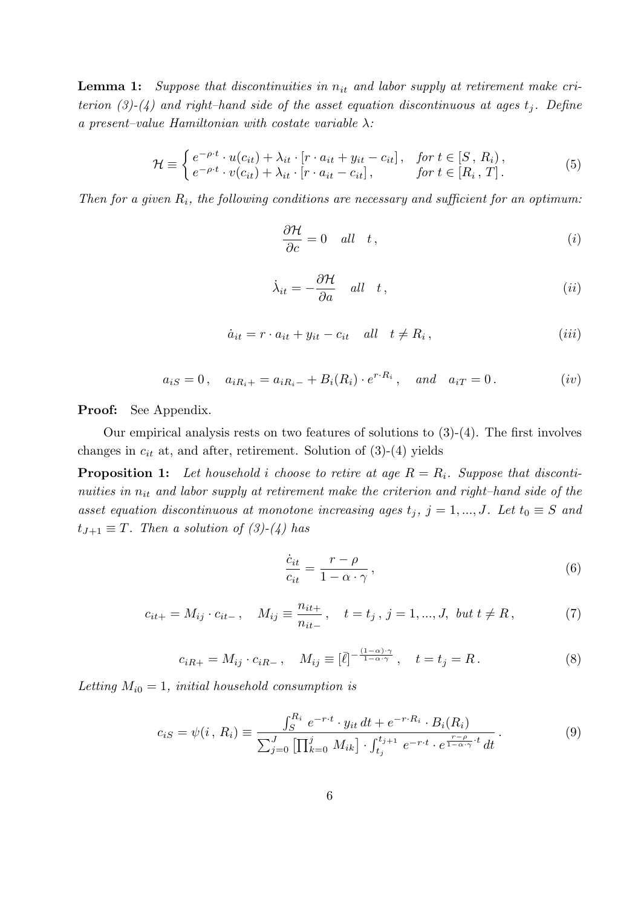**Lemma 1:** *Suppose that discontinuities in $n_{it}$ and labor supply at retirement make criterion (3)-(4) and right–hand side of the asset equation discontinuous at ages $t_j$. Define a present–value Hamiltonian with costate variable $\lambda$:*

$$\mathcal{H} \equiv \begin{cases} e^{-\rho \cdot t} \cdot u(c_{it}) + \lambda_{it} \cdot [r \cdot a_{it} + y_{it} - c_{it}] \,, & \text{for } t \in [S\,,\,R_i)\,, \\ e^{-\rho \cdot t} \cdot v(c_{it}) + \lambda_{it} \cdot [r \cdot a_{it} - c_{it}] \,, & \text{for } t \in [R_i\,,\,T]\,. \end{cases} \tag{5}$$

*Then for a given $R_i$, the following conditions are necessary and sufficient for an optimum:*

$$\frac{\partial \mathcal{H}}{\partial c} = 0 \quad all \quad t\,, \tag{i}$$

$$\dot{\lambda}_{it} = -\frac{\partial \mathcal{H}}{\partial a} \quad all \quad t\,, \tag{ii}$$

$$\dot{a}_{it} = r \cdot a_{it} + y_{it} - c_{it} \quad all \quad t \neq R_i\,, \tag{iii}$$

$$a_{iS} = 0\,, \quad a_{iR_i+} = a_{iR_i-} + B_i(R_i) \cdot e^{r \cdot R_i}\,, \quad and \quad a_{iT} = 0\,. \tag{iv}$$

**Proof:** See Appendix.

Our empirical analysis rests on two features of solutions to (3)-(4). The first involves changes in $c_{it}$ at, and after, retirement. Solution of (3)-(4) yields

**Proposition 1:** *Let household $i$ choose to retire at age $R = R_i$. Suppose that discontinuities in $n_{it}$ and labor supply at retirement make the criterion and right–hand side of the asset equation discontinuous at monotone increasing ages $t_j$, $j = 1, ..., J$. Let $t_0 \equiv S$ and $t_{J+1} \equiv T$. Then a solution of (3)-(4) has*

$$\frac{\dot{c}_{it}}{c_{it}} = \frac{r - \rho}{1 - \alpha \cdot \gamma}\,, \tag{6}$$

$$c_{it+} = M_{ij} \cdot c_{it-}\,, \quad M_{ij} \equiv \frac{n_{it+}}{n_{it-}}\,, \quad t = t_j\,, j = 1, ..., J, \text{ but } t \neq R\,, \tag{7}$$

$$c_{iR+} = M_{ij} \cdot c_{iR-}\,, \quad M_{ij} \equiv [\bar{\ell}]^{-\frac{(1-\alpha)\cdot\gamma}{1-\alpha\cdot\gamma}}\,, \quad t = t_j = R\,. \tag{8}$$

*Letting $M_{i0} = 1$, initial household consumption is*

$$c_{iS} = \psi(i\,,\,R_i) \equiv \frac{\int_S^{R_i} e^{-r \cdot t} \cdot y_{it}\, dt + e^{-r \cdot R_i} \cdot B_i(R_i)}{\sum_{j=0}^{J} \left[\prod_{k=0}^{j} M_{ik}\right] \cdot \int_{t_j}^{t_{j+1}} e^{-r \cdot t} \cdot e^{\frac{r-\rho}{1-\alpha\cdot\gamma} \cdot t}\, dt}\,. \tag{9}$$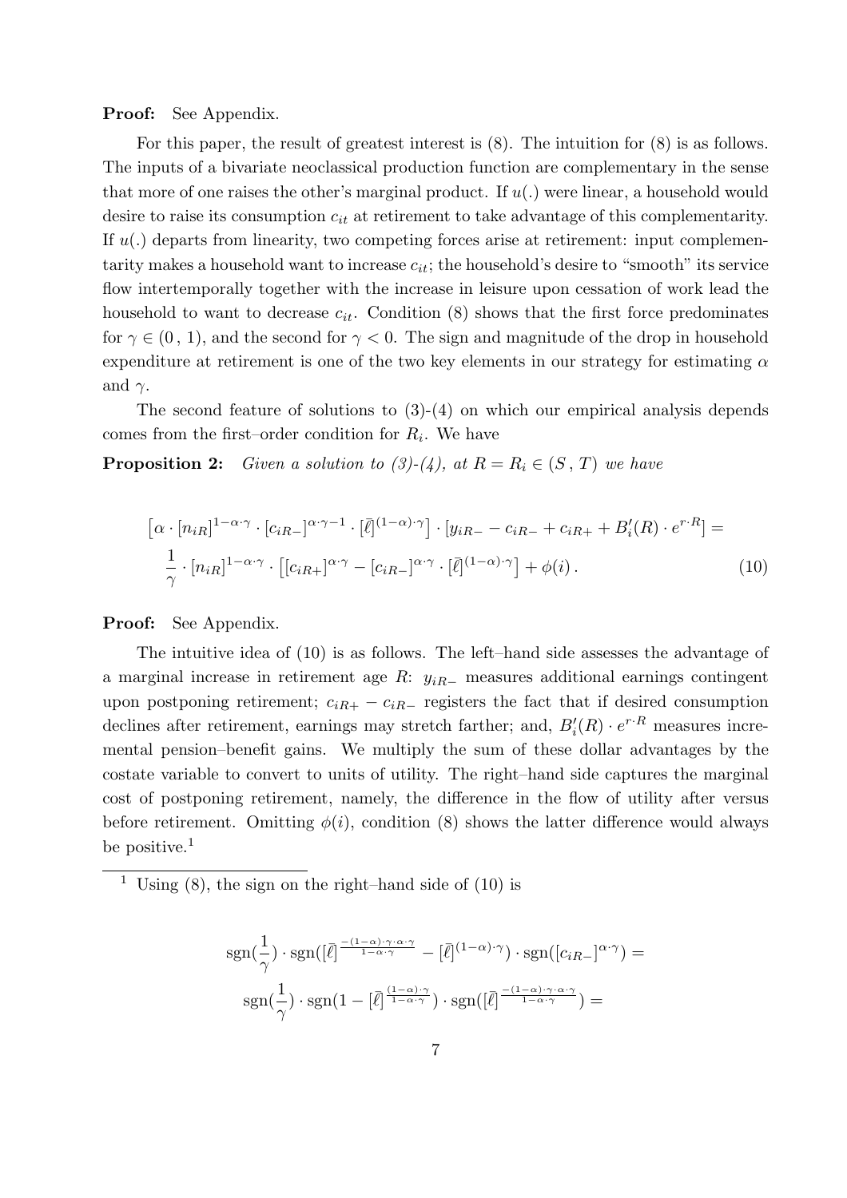**Proof:** See Appendix.

For this paper, the result of greatest interest is (8). The intuition for (8) is as follows. The inputs of a bivariate neoclassical production function are complementary in the sense that more of one raises the other's marginal product. If $u(.)$ were linear, a household would desire to raise its consumption $c_{it}$ at retirement to take advantage of this complementarity. If $u(.)$ departs from linearity, two competing forces arise at retirement: input complementarity makes a household want to increase $c_{it}$; the household's desire to "smooth" its service flow intertemporally together with the increase in leisure upon cessation of work lead the household to want to decrease $c_{it}$. Condition (8) shows that the first force predominates for $\gamma \in (0\,,\,1)$, and the second for $\gamma < 0$. The sign and magnitude of the drop in household expenditure at retirement is one of the two key elements in our strategy for estimating $\alpha$ and $\gamma$.

The second feature of solutions to (3)-(4) on which our empirical analysis depends comes from the first–order condition for $R_i$. We have

**Proposition 2:** *Given a solution to (3)-(4), at $R = R_i \in (S\,,\,T)$ we have*

$$
\left[\alpha \cdot [n_{iR}]^{1-\alpha\cdot\gamma} \cdot [c_{iR-}]^{\alpha\cdot\gamma-1} \cdot [\bar{\ell}]^{(1-\alpha)\cdot\gamma}\right] \cdot \left[y_{iR-} - c_{iR-} + c_{iR+} + B_i'(R) \cdot e^{r\cdot R}\right] =
$$
$$
\frac{1}{\gamma} \cdot [n_{iR}]^{1-\alpha\cdot\gamma} \cdot \left[[c_{iR+}]^{\alpha\cdot\gamma} - [c_{iR-}]^{\alpha\cdot\gamma} \cdot [\bar{\ell}]^{(1-\alpha)\cdot\gamma}\right] + \phi(i)\,. \tag{10}
$$

**Proof:** See Appendix.

The intuitive idea of (10) is as follows. The left–hand side assesses the advantage of a marginal increase in retirement age $R$: $y_{iR-}$ measures additional earnings contingent upon postponing retirement; $c_{iR+} - c_{iR-}$ registers the fact that if desired consumption declines after retirement, earnings may stretch farther; and, $B_i'(R) \cdot e^{r\cdot R}$ measures incremental pension–benefit gains. We multiply the sum of these dollar advantages by the costate variable to convert to units of utility. The right–hand side captures the marginal cost of postponing retirement, namely, the difference in the flow of utility after versus before retirement. Omitting $\phi(i)$, condition (8) shows the latter difference would always be positive.[1]

[1] Using (8), the sign on the right–hand side of (10) is

$$
\text{sgn}(\frac{1}{\gamma}) \cdot \text{sgn}([\bar{\ell}]^{\frac{-(1-\alpha)\cdot\gamma\cdot\alpha\cdot\gamma}{1-\alpha\cdot\gamma}} - [\bar{\ell}]^{(1-\alpha)\cdot\gamma}) \cdot \text{sgn}([c_{iR-}]^{\alpha\cdot\gamma}) =
$$
$$
\text{sgn}(\frac{1}{\gamma}) \cdot \text{sgn}(1 - [\bar{\ell}]^{\frac{(1-\alpha)\cdot\gamma}{1-\alpha\cdot\gamma}}) \cdot \text{sgn}([\bar{\ell}]^{\frac{-(1-\alpha)\cdot\gamma\cdot\alpha\cdot\gamma}{1-\alpha\cdot\gamma}}) =
$$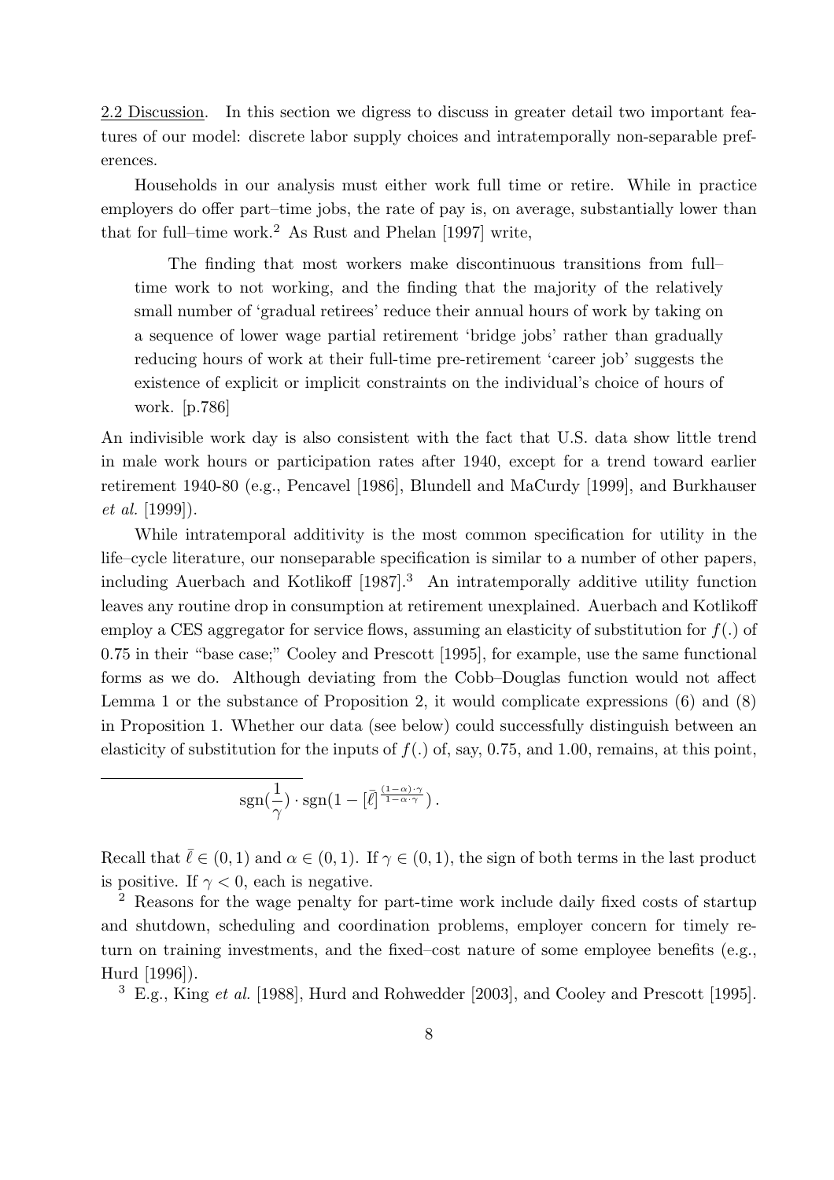2.2 Discussion. In this section we digress to discuss in greater detail two important features of our model: discrete labor supply choices and intratemporally non-separable preferences.

Households in our analysis must either work full time or retire. While in practice employers do offer part–time jobs, the rate of pay is, on average, substantially lower than that for full–time work.[2] As Rust and Phelan [1997] write,

> The finding that most workers make discontinuous transitions from full–time work to not working, and the finding that the majority of the relatively small number of 'gradual retirees' reduce their annual hours of work by taking on a sequence of lower wage partial retirement 'bridge jobs' rather than gradually reducing hours of work at their full-time pre-retirement 'career job' suggests the existence of explicit or implicit constraints on the individual's choice of hours of work. [p.786]

An indivisible work day is also consistent with the fact that U.S. data show little trend in male work hours or participation rates after 1940, except for a trend toward earlier retirement 1940-80 (e.g., Pencavel [1986], Blundell and MaCurdy [1999], and Burkhauser *et al.* [1999]).

While intratemporal additivity is the most common specification for utility in the life–cycle literature, our nonseparable specification is similar to a number of other papers, including Auerbach and Kotlikoff [1987].[3] An intratemporally additive utility function leaves any routine drop in consumption at retirement unexplained. Auerbach and Kotlikoff employ a CES aggregator for service flows, assuming an elasticity of substitution for $f(.)$ of 0.75 in their "base case;" Cooley and Prescott [1995], for example, use the same functional forms as we do. Although deviating from the Cobb–Douglas function would not affect Lemma 1 or the substance of Proposition 2, it would complicate expressions (6) and (8) in Proposition 1. Whether our data (see below) could successfully distinguish between an elasticity of substitution for the inputs of $f(.)$ of, say, 0.75, and 1.00, remains, at this point,

---

$$\text{sgn}(\frac{1}{\gamma}) \cdot \text{sgn}(1 - [\bar{\ell}]^{\frac{(1-\alpha)\cdot\gamma}{1-\alpha\cdot\gamma}})\,.$$

Recall that $\bar{\ell} \in (0,1)$ and $\alpha \in (0,1)$. If $\gamma \in (0,1)$, the sign of both terms in the last product is positive. If $\gamma < 0$, each is negative.

[2] Reasons for the wage penalty for part-time work include daily fixed costs of startup and shutdown, scheduling and coordination problems, employer concern for timely return on training investments, and the fixed–cost nature of some employee benefits (e.g., Hurd [1996]).

[3] E.g., King *et al.* [1988], Hurd and Rohwedder [2003], and Cooley and Prescott [1995].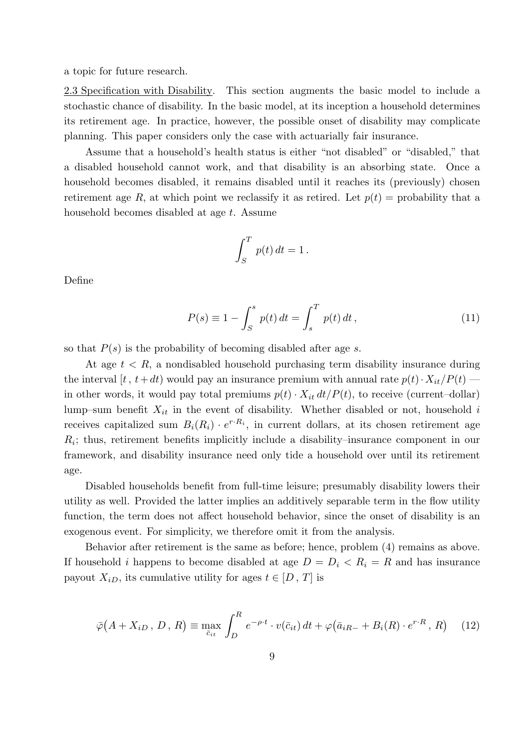a topic for future research.

2.3 Specification with Disability. This section augments the basic model to include a stochastic chance of disability. In the basic model, at its inception a household determines its retirement age. In practice, however, the possible onset of disability may complicate planning. This paper considers only the case with actuarially fair insurance.

Assume that a household's health status is either "not disabled" or "disabled," that a disabled household cannot work, and that disability is an absorbing state. Once a household becomes disabled, it remains disabled until it reaches its (previously) chosen retirement age $R$, at which point we reclassify it as retired. Let $p(t)$ = probability that a household becomes disabled at age $t$. Assume

$$\int_S^T p(t)\,dt = 1\,.$$

Define

$$P(s) \equiv 1 - \int_S^s p(t)\,dt = \int_s^T p(t)\,dt\,, \tag{11}$$

so that $P(s)$ is the probability of becoming disabled after age $s$.

At age $t < R$, a nondisabled household purchasing term disability insurance during the interval $[t\,,\,t+dt)$ would pay an insurance premium with annual rate $p(t)\cdot X_{it}/P(t)$ — in other words, it would pay total premiums $p(t)\cdot X_{it}\,dt/P(t)$, to receive (current–dollar) lump–sum benefit $X_{it}$ in the event of disability. Whether disabled or not, household $i$ receives capitalized sum $B_i(R_i)\cdot e^{r\cdot R_i}$, in current dollars, at its chosen retirement age $R_i$; thus, retirement benefits implicitly include a disability–insurance component in our framework, and disability insurance need only tide a household over until its retirement age.

Disabled households benefit from full-time leisure; presumably disability lowers their utility as well. Provided the latter implies an additively separable term in the flow utility function, the term does not affect household behavior, since the onset of disability is an exogenous event. For simplicity, we therefore omit it from the analysis.

Behavior after retirement is the same as before; hence, problem (4) remains as above. If household $i$ happens to become disabled at age $D = D_i < R_i = R$ and has insurance payout $X_{iD}$, its cumulative utility for ages $t \in [D\,,\,T]$ is

$$\bar{\varphi}\big(A + X_{iD}\,,\,D\,,\,R\big) \equiv \max_{\bar{c}_{it}} \int_D^R e^{-\rho\cdot t}\cdot v(\bar{c}_{it})\,dt + \varphi\big(\bar{a}_{iR-} + B_i(R)\cdot e^{r\cdot R}\,,\,R\big) \tag{12}$$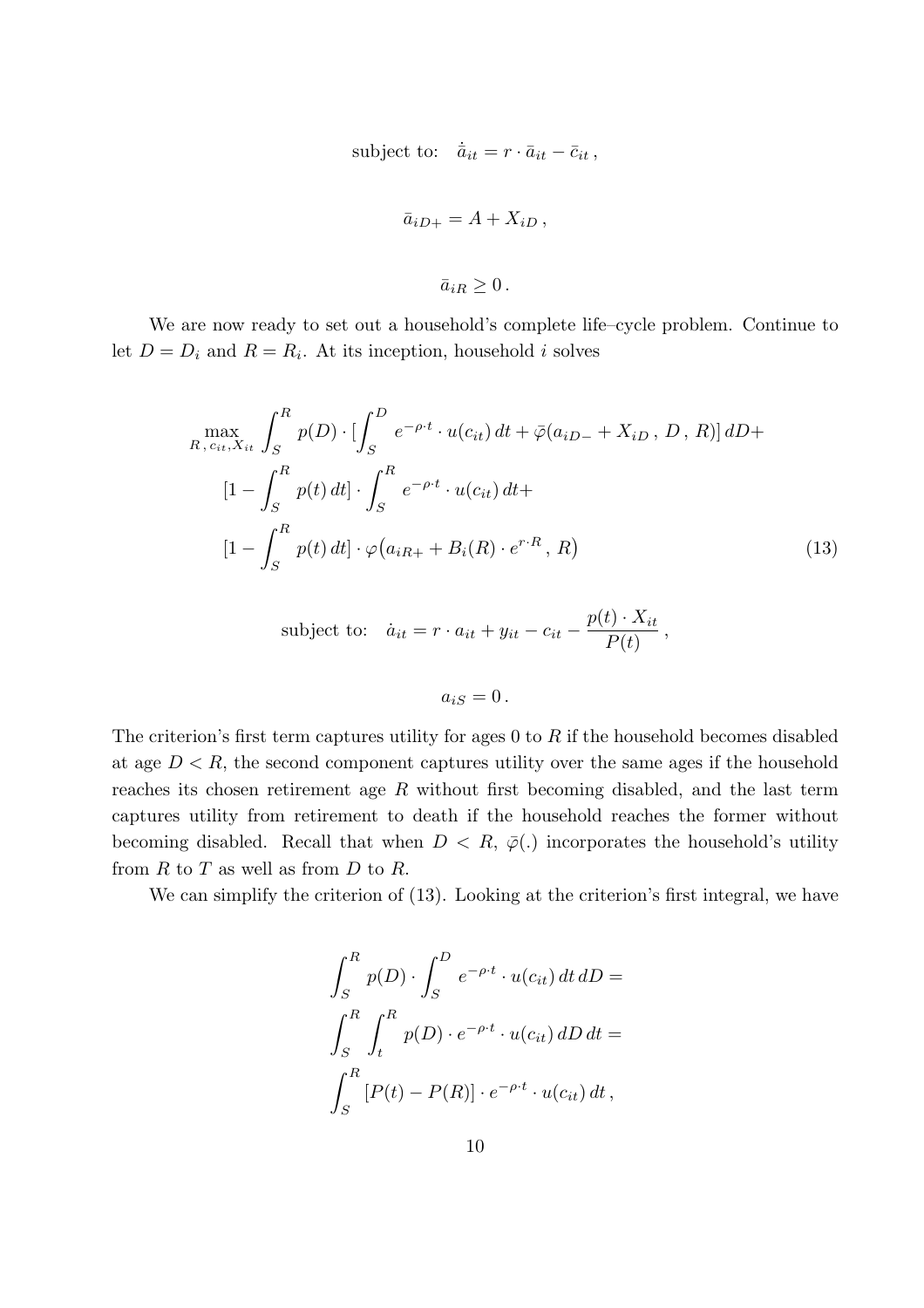$$\text{subject to:} \quad \dot{\bar{a}}_{it} = r \cdot \bar{a}_{it} - \bar{c}_{it} \, ,$$

$$\bar{a}_{iD+} = A + X_{iD} \, ,$$

$$\bar{a}_{iR} \geq 0 \, .$$

We are now ready to set out a household's complete life–cycle problem. Continue to let $D = D_i$ and $R = R_i$. At its inception, household $i$ solves

$$\max_{R \, , \, c_{it}, X_{it}} \int_S^R p(D) \cdot [\int_S^D e^{-\rho \cdot t} \cdot u(c_{it}) \, dt + \bar{\varphi}(a_{iD-} + X_{iD} \, , \, D \, , \, R)] \, dD +$$
$$[1 - \int_S^R p(t) \, dt] \cdot \int_S^R e^{-\rho \cdot t} \cdot u(c_{it}) \, dt +$$
$$[1 - \int_S^R p(t) \, dt] \cdot \varphi\big(a_{iR+} + B_i(R) \cdot e^{r \cdot R} \, , \, R\big) \tag{13}$$

$$\text{subject to:} \quad \dot{a}_{it} = r \cdot a_{it} + y_{it} - c_{it} - \frac{p(t) \cdot X_{it}}{P(t)} \, ,$$

$$a_{iS} = 0 \, .$$

The criterion's first term captures utility for ages 0 to $R$ if the household becomes disabled at age $D < R$, the second component captures utility over the same ages if the household reaches its chosen retirement age $R$ without first becoming disabled, and the last term captures utility from retirement to death if the household reaches the former without becoming disabled. Recall that when $D < R$, $\bar{\varphi}(.)$ incorporates the household's utility from $R$ to $T$ as well as from $D$ to $R$.

We can simplify the criterion of (13). Looking at the criterion's first integral, we have

$$\int_S^R p(D) \cdot \int_S^D e^{-\rho \cdot t} \cdot u(c_{it}) \, dt \, dD =$$
$$\int_S^R \int_t^R p(D) \cdot e^{-\rho \cdot t} \cdot u(c_{it}) \, dD \, dt =$$
$$\int_S^R [P(t) - P(R)] \cdot e^{-\rho \cdot t} \cdot u(c_{it}) \, dt \, ,$$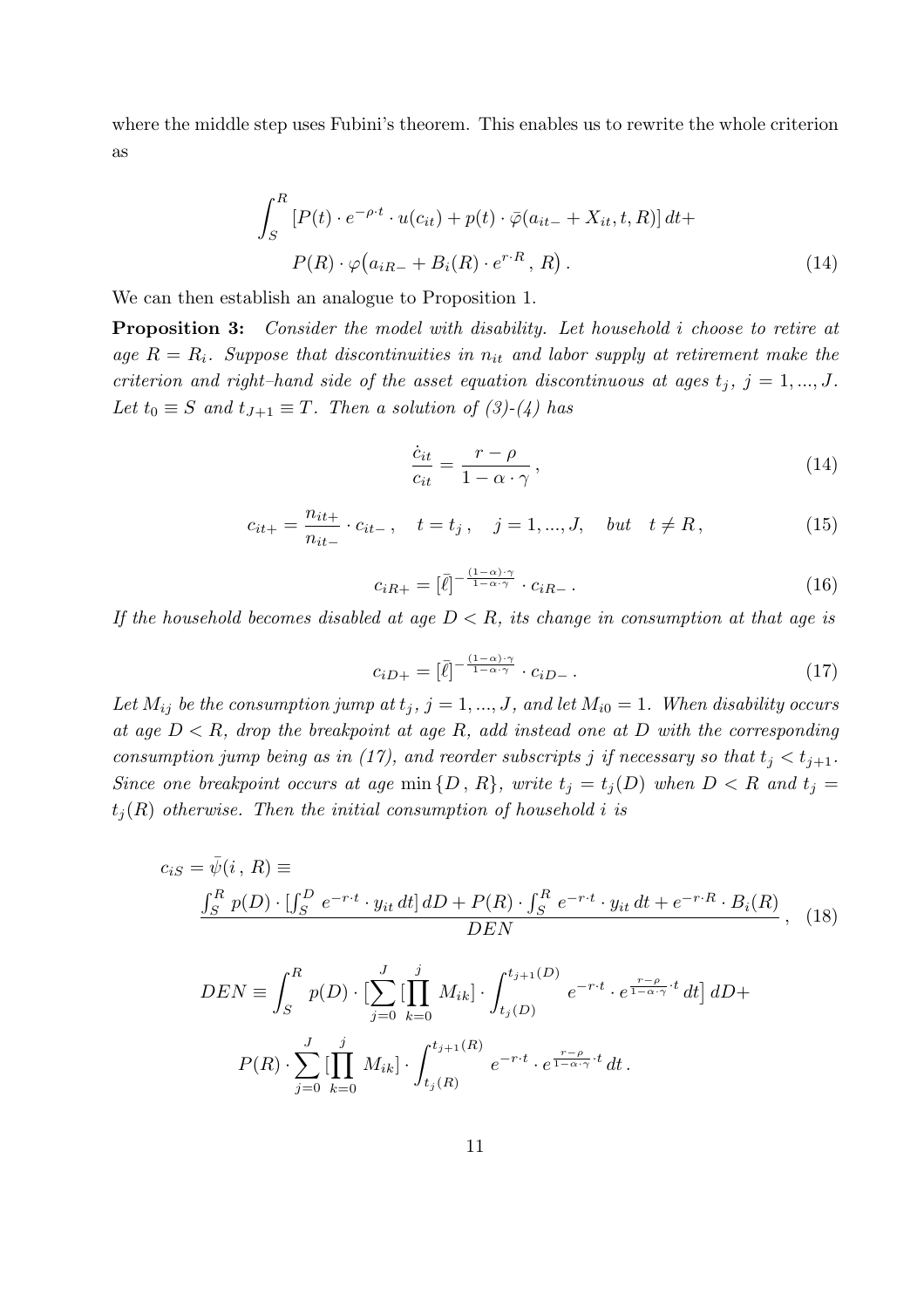where the middle step uses Fubini's theorem. This enables us to rewrite the whole criterion as

$$
\int_S^R \left[P(t) \cdot e^{-\rho \cdot t} \cdot u(c_{it}) + p(t) \cdot \bar{\varphi}(a_{it-} + X_{it}, t, R)\right] dt + \\
P(R) \cdot \varphi\big(a_{iR-} + B_i(R) \cdot e^{r \cdot R}\,,\, R\big)\,. \tag{14}
$$

We can then establish an analogue to Proposition 1.

**Proposition 3:** *Consider the model with disability. Let household $i$ choose to retire at age $R = R_i$. Suppose that discontinuities in $n_{it}$ and labor supply at retirement make the criterion and right–hand side of the asset equation discontinuous at ages $t_j$, $j = 1, ..., J$. Let $t_0 \equiv S$ and $t_{J+1} \equiv T$. Then a solution of (3)-(4) has*

$$
\frac{\dot{c}_{it}}{c_{it}} = \frac{r - \rho}{1 - \alpha \cdot \gamma}\,, \tag{14}
$$

$$
c_{it+} = \frac{n_{it+}}{n_{it-}} \cdot c_{it-}\,, \quad t = t_j\,, \quad j = 1, ..., J, \quad but \quad t \neq R\,, \tag{15}
$$

$$
c_{iR+} = [\bar{\ell}]^{-\frac{(1-\alpha)\cdot\gamma}{1-\alpha\cdot\gamma}} \cdot c_{iR-}\,. \tag{16}
$$

*If the household becomes disabled at age $D < R$, its change in consumption at that age is*

$$
c_{iD+} = [\bar{\ell}]^{-\frac{(1-\alpha)\cdot\gamma}{1-\alpha\cdot\gamma}} \cdot c_{iD-}\,. \tag{17}
$$

*Let $M_{ij}$ be the consumption jump at $t_j$, $j = 1, ..., J$, and let $M_{i0} = 1$. When disability occurs at age $D < R$, drop the breakpoint at age $R$, add instead one at $D$ with the corresponding consumption jump being as in (17), and reorder subscripts $j$ if necessary so that $t_j < t_{j+1}$. Since one breakpoint occurs at age $\min\{D\,,\,R\}$, write $t_j = t_j(D)$ when $D < R$ and $t_j = t_j(R)$ otherwise. Then the initial consumption of household $i$ is*

$$
c_{iS} = \bar{\psi}(i\,,\,R) \equiv \\
\frac{\int_S^R p(D) \cdot [\int_S^D e^{-r \cdot t} \cdot y_{it}\, dt]\, dD + P(R) \cdot \int_S^R e^{-r\cdot t} \cdot y_{it}\, dt + e^{-r\cdot R} \cdot B_i(R)}{DEN}\,, \tag{18}
$$

$$
DEN \equiv \int_S^R p(D) \cdot \Big[\sum_{j=0}^{J} \big[\prod_{k=0}^{j} M_{ik}\big] \cdot \int_{t_j(D)}^{t_{j+1}(D)} e^{-r\cdot t} \cdot e^{\frac{r-\rho}{1-\alpha\cdot\gamma}\cdot t}\, dt\Big]\, dD + \\
P(R) \cdot \sum_{j=0}^{J} \big[\prod_{k=0}^{j} M_{ik}\big] \cdot \int_{t_j(R)}^{t_{j+1}(R)} e^{-r\cdot t} \cdot e^{\frac{r-\rho}{1-\alpha\cdot\gamma}\cdot t}\, dt\,.
$$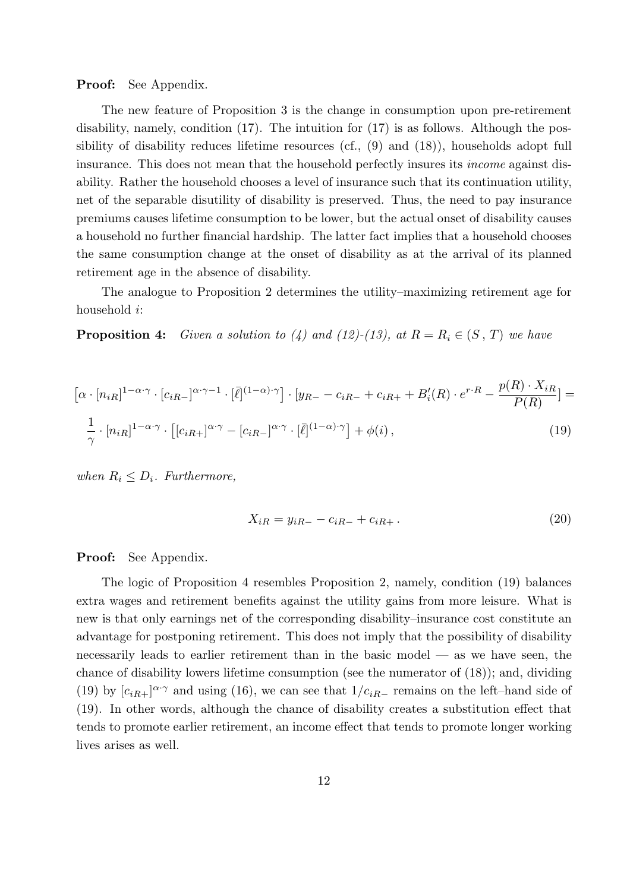**Proof:** See Appendix.

The new feature of Proposition 3 is the change in consumption upon pre-retirement disability, namely, condition (17). The intuition for (17) is as follows. Although the possibility of disability reduces lifetime resources (cf., (9) and (18)), households adopt full insurance. This does not mean that the household perfectly insures its *income* against disability. Rather the household chooses a level of insurance such that its continuation utility, net of the separable disutility of disability is preserved. Thus, the need to pay insurance premiums causes lifetime consumption to be lower, but the actual onset of disability causes a household no further financial hardship. The latter fact implies that a household chooses the same consumption change at the onset of disability as at the arrival of its planned retirement age in the absence of disability.

The analogue to Proposition 2 determines the utility–maximizing retirement age for household $i$:

**Proposition 4:** *Given a solution to (4) and (12)-(13), at $R = R_i \in (S\,,\,T)$ we have*

$$
\big[\alpha \cdot [n_{iR}]^{1-\alpha\cdot\gamma} \cdot [c_{iR-}]^{\alpha\cdot\gamma-1} \cdot [\bar{\ell}]^{(1-\alpha)\cdot\gamma}\big] \cdot [y_{R-} - c_{iR-} + c_{iR+} + B_i'(R) \cdot e^{r\cdot R} - \frac{p(R) \cdot X_{iR}}{P(R)}] =
$$

$$
\frac{1}{\gamma} \cdot [n_{iR}]^{1-\alpha\cdot\gamma} \cdot \big[[c_{iR+}]^{\alpha\cdot\gamma} - [c_{iR-}]^{\alpha\cdot\gamma} \cdot [\bar{\ell}]^{(1-\alpha)\cdot\gamma}\big] + \phi(i)\,, \tag{19}
$$

*when $R_i \leq D_i$. Furthermore,*

$$
X_{iR} = y_{iR-} - c_{iR-} + c_{iR+}\,. \tag{20}
$$

**Proof:** See Appendix.

The logic of Proposition 4 resembles Proposition 2, namely, condition (19) balances extra wages and retirement benefits against the utility gains from more leisure. What is new is that only earnings net of the corresponding disability–insurance cost constitute an advantage for postponing retirement. This does not imply that the possibility of disability necessarily leads to earlier retirement than in the basic model — as we have seen, the chance of disability lowers lifetime consumption (see the numerator of (18)); and, dividing (19) by $[c_{iR+}]^{\alpha\cdot\gamma}$ and using (16), we can see that $1/c_{iR-}$ remains on the left–hand side of (19). In other words, although the chance of disability creates a substitution effect that tends to promote earlier retirement, an income effect that tends to promote longer working lives arises as well.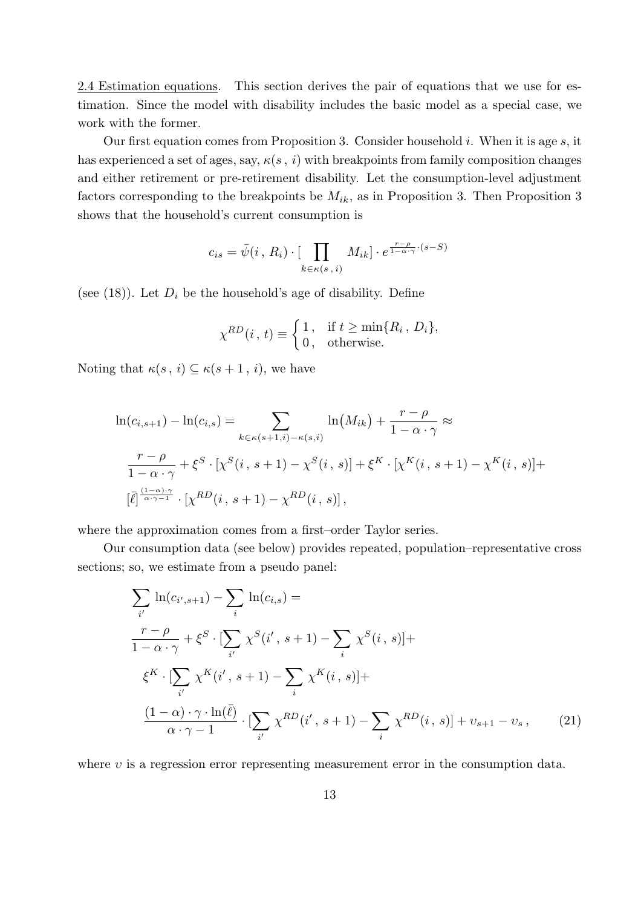2.4 Estimation equations. This section derives the pair of equations that we use for estimation. Since the model with disability includes the basic model as a special case, we work with the former.

Our first equation comes from Proposition 3. Consider household $i$. When it is age $s$, it has experienced a set of ages, say, $\kappa(s\,,\,i)$ with breakpoints from family composition changes and either retirement or pre-retirement disability. Let the consumption-level adjustment factors corresponding to the breakpoints be $M_{ik}$, as in Proposition 3. Then Proposition 3 shows that the household's current consumption is

$$c_{is} = \bar{\psi}(i\,,\,R_i) \cdot [\prod_{k \in \kappa(s\,,\,i)} M_{ik}] \cdot e^{\frac{r-\rho}{1-\alpha\cdot\gamma}\cdot(s-S)}$$

(see (18)). Let $D_i$ be the household's age of disability. Define

$$\chi^{RD}(i\,,\,t) \equiv \begin{cases} 1\,, & \text{if } t \geq \min\{R_i\,,\,D_i\}, \\ 0\,, & \text{otherwise.} \end{cases}$$

Noting that $\kappa(s\,,\,i) \subseteq \kappa(s+1\,,\,i)$, we have

$$\ln(c_{i,s+1}) - \ln(c_{i,s}) = \sum_{k \in \kappa(s+1,i)-\kappa(s,i)} \ln\bigl(M_{ik}\bigr) + \frac{r-\rho}{1-\alpha\cdot\gamma} \approx$$

$$\frac{r-\rho}{1-\alpha\cdot\gamma} + \xi^S \cdot [\chi^S(i\,,\,s+1) - \chi^S(i\,,\,s)] + \xi^K \cdot [\chi^K(i\,,\,s+1) - \chi^K(i\,,\,s)] +$$

$$[\bar{\ell}]^{\frac{(1-\alpha)\cdot\gamma}{\alpha\cdot\gamma-1}} \cdot [\chi^{RD}(i\,,\,s+1) - \chi^{RD}(i\,,\,s)]\,,$$

where the approximation comes from a first–order Taylor series.

Our consumption data (see below) provides repeated, population–representative cross sections; so, we estimate from a pseudo panel:

$$\begin{aligned}
&\sum_{i'} \ln(c_{i',s+1}) - \sum_{i} \ln(c_{i,s}) = \\
&\frac{r-\rho}{1-\alpha\cdot\gamma} + \xi^S \cdot [\sum_{i'} \chi^S(i'\,,\,s+1) - \sum_{i} \chi^S(i\,,\,s)] + \\
&\quad \xi^K \cdot [\sum_{i'} \chi^K(i'\,,\,s+1) - \sum_{i} \chi^K(i\,,\,s)] + \\
&\quad \frac{(1-\alpha)\cdot\gamma\cdot\ln(\bar{\ell})}{\alpha\cdot\gamma-1} \cdot [\sum_{i'} \chi^{RD}(i'\,,\,s+1) - \sum_{i} \chi^{RD}(i\,,\,s)] + \upsilon_{s+1} - \upsilon_s\,,
\end{aligned} \tag{21}$$

where $\upsilon$ is a regression error representing measurement error in the consumption data.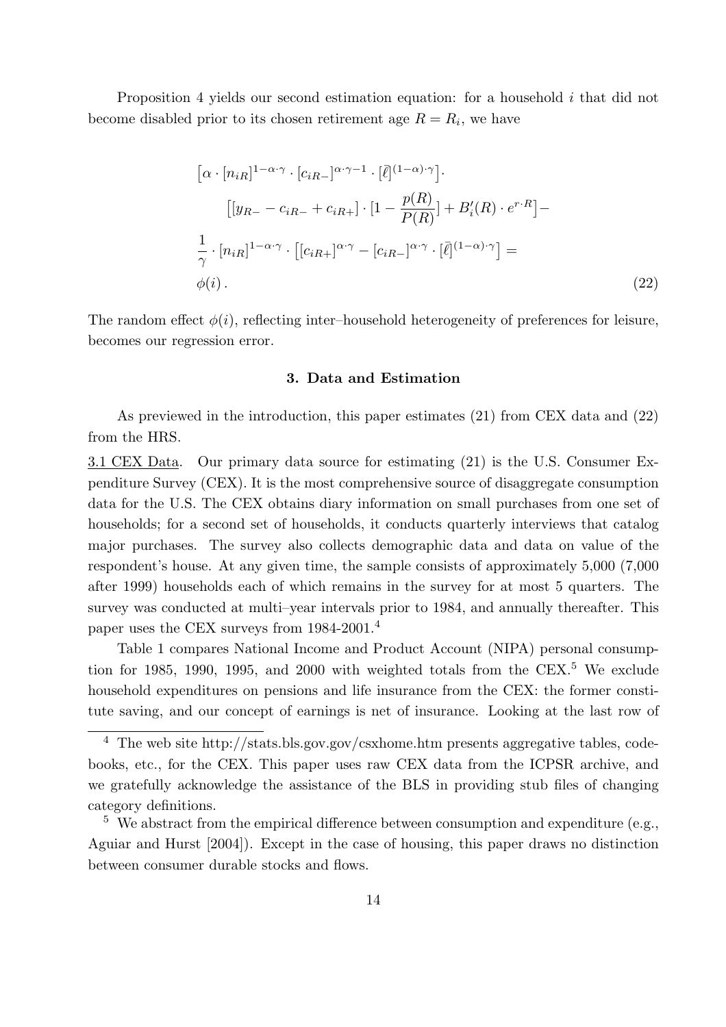Proposition 4 yields our second estimation equation: for a household $i$ that did not become disabled prior to its chosen retirement age $R = R_i$, we have

$$
\begin{aligned}
&\big[\alpha \cdot [n_{iR}]^{1-\alpha\cdot\gamma} \cdot [c_{iR-}]^{\alpha\cdot\gamma-1} \cdot [\bar{\ell}]^{(1-\alpha)\cdot\gamma}\big]\cdot \\
&\qquad \big[[y_{R-} - c_{iR-} + c_{iR+}] \cdot [1 - \frac{p(R)}{P(R)}] + B_i'(R) \cdot e^{r\cdot R}\big] - \\
&\frac{1}{\gamma} \cdot [n_{iR}]^{1-\alpha\cdot\gamma} \cdot \big[[c_{iR+}]^{\alpha\cdot\gamma} - [c_{iR-}]^{\alpha\cdot\gamma} \cdot [\bar{\ell}]^{(1-\alpha)\cdot\gamma}\big] = \\
&\phi(i)\,.
\end{aligned} \tag{22}
$$

The random effect $\phi(i)$, reflecting inter–household heterogeneity of preferences for leisure, becomes our regression error.

## 3. Data and Estimation

As previewed in the introduction, this paper estimates (21) from CEX data and (22) from the HRS.

3.1 CEX Data. Our primary data source for estimating (21) is the U.S. Consumer Expenditure Survey (CEX). It is the most comprehensive source of disaggregate consumption data for the U.S. The CEX obtains diary information on small purchases from one set of households; for a second set of households, it conducts quarterly interviews that catalog major purchases. The survey also collects demographic data and data on value of the respondent's house. At any given time, the sample consists of approximately 5,000 (7,000 after 1999) households each of which remains in the survey for at most 5 quarters. The survey was conducted at multi–year intervals prior to 1984, and annually thereafter. This paper uses the CEX surveys from 1984-2001.[4]

Table 1 compares National Income and Product Account (NIPA) personal consumption for 1985, 1990, 1995, and 2000 with weighted totals from the CEX.[5] We exclude household expenditures on pensions and life insurance from the CEX: the former constitute saving, and our concept of earnings is net of insurance. Looking at the last row of

[4] The web site http://stats.bls.gov/csxhome.htm presents aggregative tables, codebooks, etc., for the CEX. This paper uses raw CEX data from the ICPSR archive, and we gratefully acknowledge the assistance of the BLS in providing stub files of changing category definitions.

[5] We abstract from the empirical difference between consumption and expenditure (e.g., Aguiar and Hurst [2004]). Except in the case of housing, this paper draws no distinction between consumer durable stocks and flows.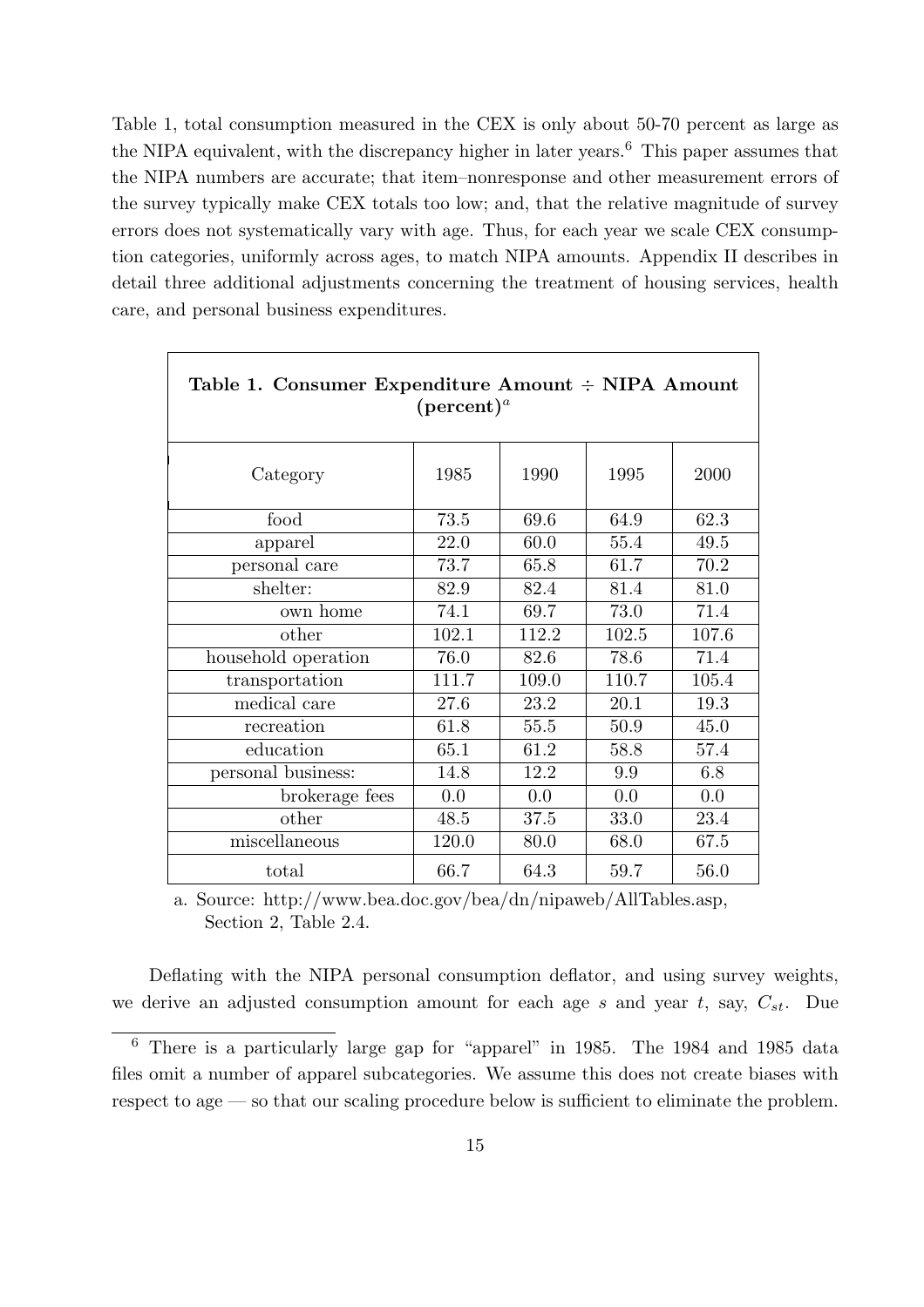Table 1, total consumption measured in the CEX is only about 50-70 percent as large as the NIPA equivalent, with the discrepancy higher in later years.[6] This paper assumes that the NIPA numbers are accurate; that item–nonresponse and other measurement errors of the survey typically make CEX totals too low; and, that the relative magnitude of survey errors does not systematically vary with age. Thus, for each year we scale CEX consumption categories, uniformly across ages, to match NIPA amounts. Appendix II describes in detail three additional adjustments concerning the treatment of housing services, health care, and personal business expenditures.

**Table 1. Consumer Expenditure Amount ÷ NIPA Amount (percent)**[a]

| Category | 1985 | 1990 | 1995 | 2000 |
|---|---|---|---|---|
| food | 73.5 | 69.6 | 64.9 | 62.3 |
| apparel | 22.0 | 60.0 | 55.4 | 49.5 |
| personal care | 73.7 | 65.8 | 61.7 | 70.2 |
| shelter: | 82.9 | 82.4 | 81.4 | 81.0 |
| own home | 74.1 | 69.7 | 73.0 | 71.4 |
| other | 102.1 | 112.2 | 102.5 | 107.6 |
| household operation | 76.0 | 82.6 | 78.6 | 71.4 |
| transportation | 111.7 | 109.0 | 110.7 | 105.4 |
| medical care | 27.6 | 23.2 | 20.1 | 19.3 |
| recreation | 61.8 | 55.5 | 50.9 | 45.0 |
| education | 65.1 | 61.2 | 58.8 | 57.4 |
| personal business: | 14.8 | 12.2 | 9.9 | 6.8 |
| brokerage fees | 0.0 | 0.0 | 0.0 | 0.0 |
| other | 48.5 | 37.5 | 33.0 | 23.4 |
| miscellaneous | 120.0 | 80.0 | 68.0 | 67.5 |
| total | 66.7 | 64.3 | 59.7 | 56.0 |

a. Source: http://www.bea.doc.gov/bea/dn/nipaweb/AllTables.asp, Section 2, Table 2.4.

Deflating with the NIPA personal consumption deflator, and using survey weights, we derive an adjusted consumption amount for each age $s$ and year $t$, say, $C_{st}$. Due

[6] There is a particularly large gap for "apparel" in 1985. The 1984 and 1985 data files omit a number of apparel subcategories. We assume this does not create biases with respect to age — so that our scaling procedure below is sufficient to eliminate the problem.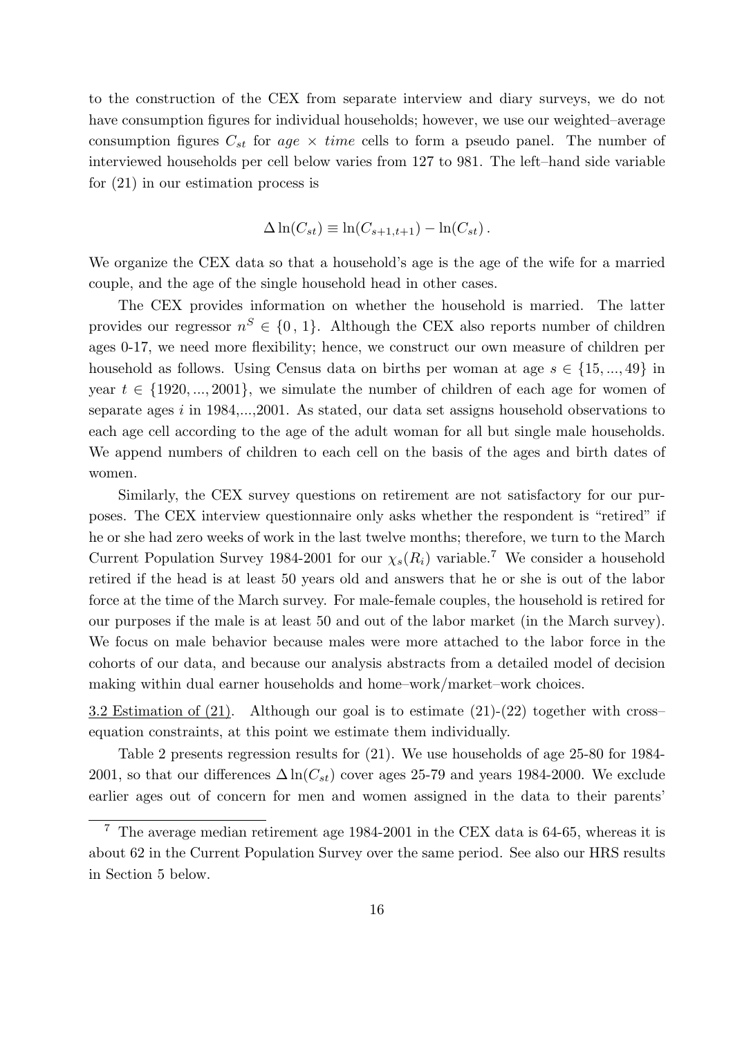to the construction of the CEX from separate interview and diary surveys, we do not have consumption figures for individual households; however, we use our weighted–average consumption figures $C_{st}$ for *age* $\times$ *time* cells to form a pseudo panel. The number of interviewed households per cell below varies from 127 to 981. The left–hand side variable for (21) in our estimation process is

$$\Delta \ln(C_{st}) \equiv \ln(C_{s+1,t+1}) - \ln(C_{st}) \,.$$

We organize the CEX data so that a household's age is the age of the wife for a married couple, and the age of the single household head in other cases.

The CEX provides information on whether the household is married. The latter provides our regressor $n^S \in \{0\,,\,1\}$. Although the CEX also reports number of children ages 0-17, we need more flexibility; hence, we construct our own measure of children per household as follows. Using Census data on births per woman at age $s \in \{15, ..., 49\}$ in year $t \in \{1920, ..., 2001\}$, we simulate the number of children of each age for women of separate ages $i$ in 1984,...,2001. As stated, our data set assigns household observations to each age cell according to the age of the adult woman for all but single male households. We append numbers of children to each cell on the basis of the ages and birth dates of women.

Similarly, the CEX survey questions on retirement are not satisfactory for our purposes. The CEX interview questionnaire only asks whether the respondent is "retired" if he or she had zero weeks of work in the last twelve months; therefore, we turn to the March Current Population Survey 1984-2001 for our $\chi_s(R_i)$ variable.[7] We consider a household retired if the head is at least 50 years old and answers that he or she is out of the labor force at the time of the March survey. For male-female couples, the household is retired for our purposes if the male is at least 50 and out of the labor market (in the March survey). We focus on male behavior because males were more attached to the labor force in the cohorts of our data, and because our analysis abstracts from a detailed model of decision making within dual earner households and home–work/market–work choices.

3.2 Estimation of (21). Although our goal is to estimate (21)-(22) together with cross–equation constraints, at this point we estimate them individually.

Table 2 presents regression results for (21). We use households of age 25-80 for 1984-2001, so that our differences $\Delta \ln(C_{st})$ cover ages 25-79 and years 1984-2000. We exclude earlier ages out of concern for men and women assigned in the data to their parents'

[7] The average median retirement age 1984-2001 in the CEX data is 64-65, whereas it is about 62 in the Current Population Survey over the same period. See also our HRS results in Section 5 below.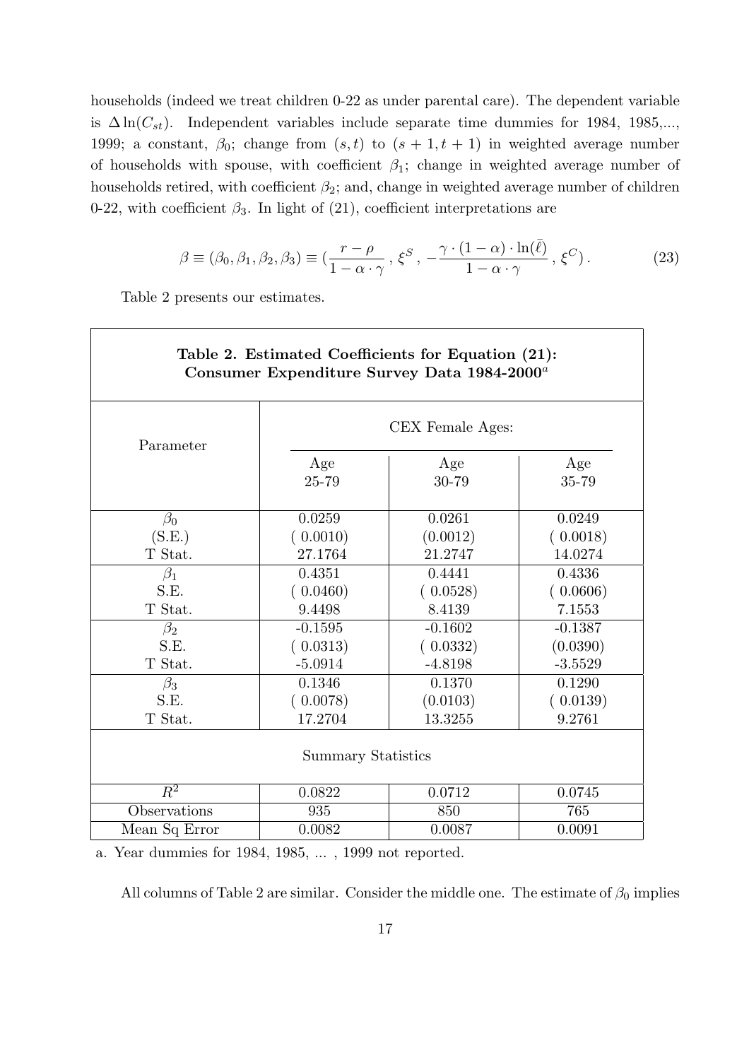households (indeed we treat children 0-22 as under parental care). The dependent variable is $\Delta \ln(C_{st})$. Independent variables include separate time dummies for 1984, 1985,..., 1999; a constant, $\beta_0$; change from $(s,t)$ to $(s+1,t+1)$ in weighted average number of households with spouse, with coefficient $\beta_1$; change in weighted average number of households retired, with coefficient $\beta_2$; and, change in weighted average number of children 0-22, with coefficient $\beta_3$. In light of (21), coefficient interpretations are

$$\beta \equiv (\beta_0, \beta_1, \beta_2, \beta_3) \equiv (\frac{r-\rho}{1-\alpha \cdot \gamma}\, , \, \xi^S \, , \, -\frac{\gamma \cdot (1-\alpha) \cdot \ln(\bar{\ell})}{1-\alpha \cdot \gamma}\, , \, \xi^C)\, . \tag{23}$$

Table 2 presents our estimates.

**Table 2. Estimated Coefficients for Equation (21): Consumer Expenditure Survey Data 1984-2000**[a]

| Parameter | CEX Female Ages: | | |
|---|---|---|---|
| | Age 25-79 | Age 30-79 | Age 35-79 |
| $\beta_0$ | 0.0259 | 0.0261 | 0.0249 |
| (S.E.) | ( 0.0010) | (0.0012) | ( 0.0018) |
| T Stat. | 27.1764 | 21.2747 | 14.0274 |
| $\beta_1$ | 0.4351 | 0.4441 | 0.4336 |
| S.E. | ( 0.0460) | ( 0.0528) | ( 0.0606) |
| T Stat. | 9.4498 | 8.4139 | 7.1553 |
| $\beta_2$ | -0.1595 | -0.1602 | -0.1387 |
| S.E. | ( 0.0313) | ( 0.0332) | (0.0390) |
| T Stat. | -5.0914 | -4.8198 | -3.5529 |
| $\beta_3$ | 0.1346 | 0.1370 | 0.1290 |
| S.E. | ( 0.0078) | (0.0103) | ( 0.0139) |
| T Stat. | 17.2704 | 13.3255 | 9.2761 |
| Summary Statistics | | | |
| $R^2$ | 0.0822 | 0.0712 | 0.0745 |
| Observations | 935 | 850 | 765 |
| Mean Sq Error | 0.0082 | 0.0087 | 0.0091 |

a. Year dummies for 1984, 1985, ... , 1999 not reported.

All columns of Table 2 are similar. Consider the middle one. The estimate of $\beta_0$ implies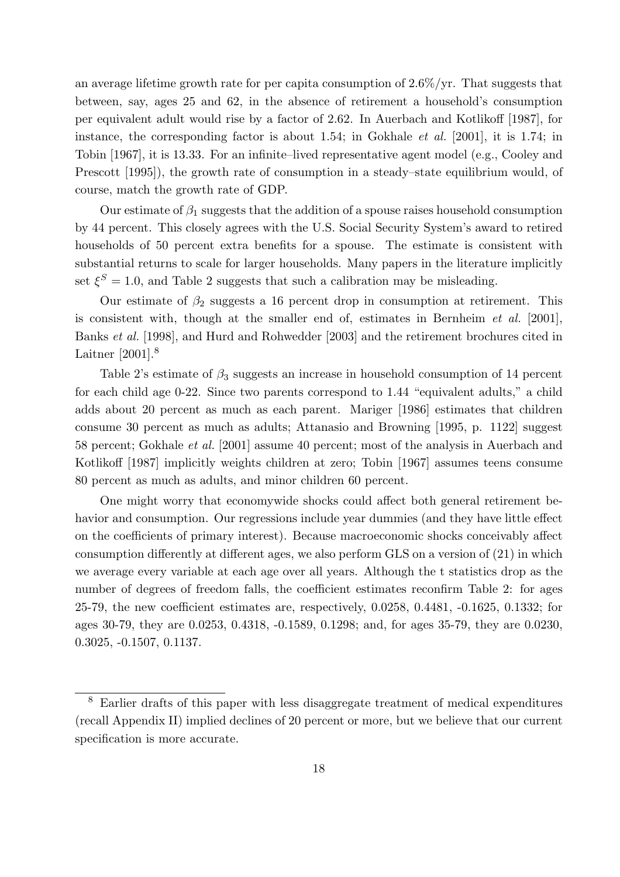an average lifetime growth rate for per capita consumption of 2.6%/yr. That suggests that between, say, ages 25 and 62, in the absence of retirement a household's consumption per equivalent adult would rise by a factor of 2.62. In Auerbach and Kotlikoff [1987], for instance, the corresponding factor is about 1.54; in Gokhale *et al.* [2001], it is 1.74; in Tobin [1967], it is 13.33. For an infinite–lived representative agent model (e.g., Cooley and Prescott [1995]), the growth rate of consumption in a steady–state equilibrium would, of course, match the growth rate of GDP.

Our estimate of $\beta_1$ suggests that the addition of a spouse raises household consumption by 44 percent. This closely agrees with the U.S. Social Security System's award to retired households of 50 percent extra benefits for a spouse. The estimate is consistent with substantial returns to scale for larger households. Many papers in the literature implicitly set $\xi^S = 1.0$, and Table 2 suggests that such a calibration may be misleading.

Our estimate of $\beta_2$ suggests a 16 percent drop in consumption at retirement. This is consistent with, though at the smaller end of, estimates in Bernheim *et al.* [2001], Banks *et al.* [1998], and Hurd and Rohwedder [2003] and the retirement brochures cited in Laitner [2001].[8]

Table 2's estimate of $\beta_3$ suggests an increase in household consumption of 14 percent for each child age 0-22. Since two parents correspond to 1.44 "equivalent adults," a child adds about 20 percent as much as each parent. Mariger [1986] estimates that children consume 30 percent as much as adults; Attanasio and Browning [1995, p. 1122] suggest 58 percent; Gokhale *et al.* [2001] assume 40 percent; most of the analysis in Auerbach and Kotlikoff [1987] implicitly weights children at zero; Tobin [1967] assumes teens consume 80 percent as much as adults, and minor children 60 percent.

One might worry that economywide shocks could affect both general retirement behavior and consumption. Our regressions include year dummies (and they have little effect on the coefficients of primary interest). Because macroeconomic shocks conceivably affect consumption differently at different ages, we also perform GLS on a version of (21) in which we average every variable at each age over all years. Although the t statistics drop as the number of degrees of freedom falls, the coefficient estimates reconfirm Table 2: for ages 25-79, the new coefficient estimates are, respectively, 0.0258, 0.4481, -0.1625, 0.1332; for ages 30-79, they are 0.0253, 0.4318, -0.1589, 0.1298; and, for ages 35-79, they are 0.0230, 0.3025, -0.1507, 0.1137.

[8] Earlier drafts of this paper with less disaggregate treatment of medical expenditures (recall Appendix II) implied declines of 20 percent or more, but we believe that our current specification is more accurate.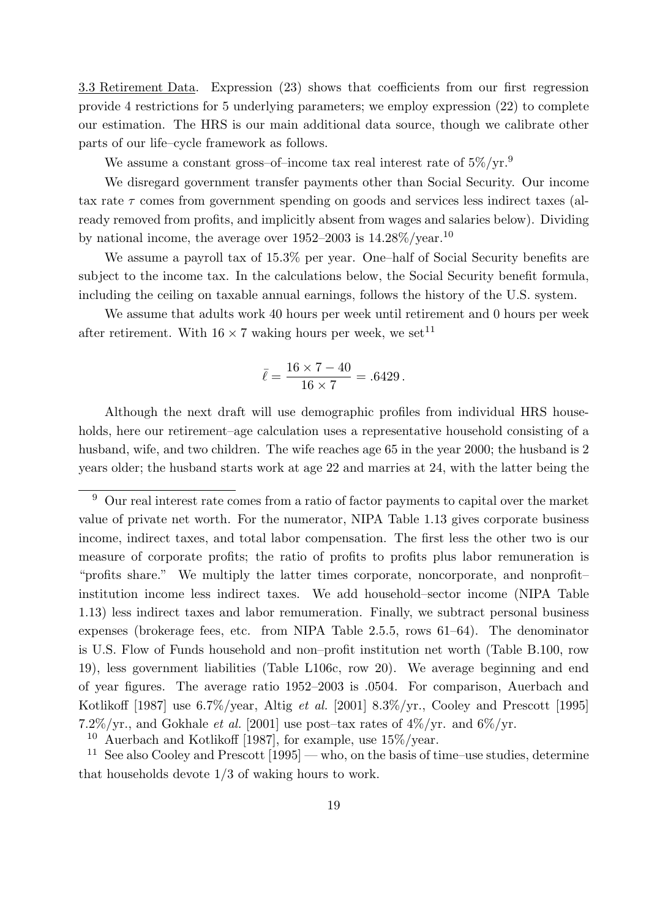3.3 Retirement Data. Expression (23) shows that coefficients from our first regression provide 4 restrictions for 5 underlying parameters; we employ expression (22) to complete our estimation. The HRS is our main additional data source, though we calibrate other parts of our life–cycle framework as follows.

We assume a constant gross–of–income tax real interest rate of 5%/yr.[9]

We disregard government transfer payments other than Social Security. Our income tax rate $\tau$ comes from government spending on goods and services less indirect taxes (already removed from profits, and implicitly absent from wages and salaries below). Dividing by national income, the average over 1952–2003 is 14.28%/year.[10]

We assume a payroll tax of 15.3% per year. One–half of Social Security benefits are subject to the income tax. In the calculations below, the Social Security benefit formula, including the ceiling on taxable annual earnings, follows the history of the U.S. system.

We assume that adults work 40 hours per week until retirement and 0 hours per week after retirement. With $16 \times 7$ waking hours per week, we set[11]

$$\bar{\ell} = \frac{16 \times 7 - 40}{16 \times 7} = .6429\,.$$

Although the next draft will use demographic profiles from individual HRS households, here our retirement–age calculation uses a representative household consisting of a husband, wife, and two children. The wife reaches age 65 in the year 2000; the husband is 2 years older; the husband starts work at age 22 and marries at 24, with the latter being the

---

[9] Our real interest rate comes from a ratio of factor payments to capital over the market value of private net worth. For the numerator, NIPA Table 1.13 gives corporate business income, indirect taxes, and total labor compensation. The first less the other two is our measure of corporate profits; the ratio of profits to profits plus labor remuneration is "profits share." We multiply the latter times corporate, noncorporate, and nonprofit–institution income less indirect taxes. We add household–sector income (NIPA Table 1.13) less indirect taxes and labor remumeration. Finally, we subtract personal business expenses (brokerage fees, etc. from NIPA Table 2.5.5, rows 61–64). The denominator is U.S. Flow of Funds household and non–profit institution net worth (Table B.100, row 19), less government liabilities (Table L106c, row 20). We average beginning and end of year figures. The average ratio 1952–2003 is .0504. For comparison, Auerbach and Kotlikoff [1987] use 6.7%/year, Altig *et al.* [2001] 8.3%/yr., Cooley and Prescott [1995] 7.2%/yr., and Gokhale *et al.* [2001] use post–tax rates of 4%/yr. and 6%/yr.

[10] Auerbach and Kotlikoff [1987], for example, use 15%/year.

[11] See also Cooley and Prescott [1995] — who, on the basis of time–use studies, determine that households devote 1/3 of waking hours to work.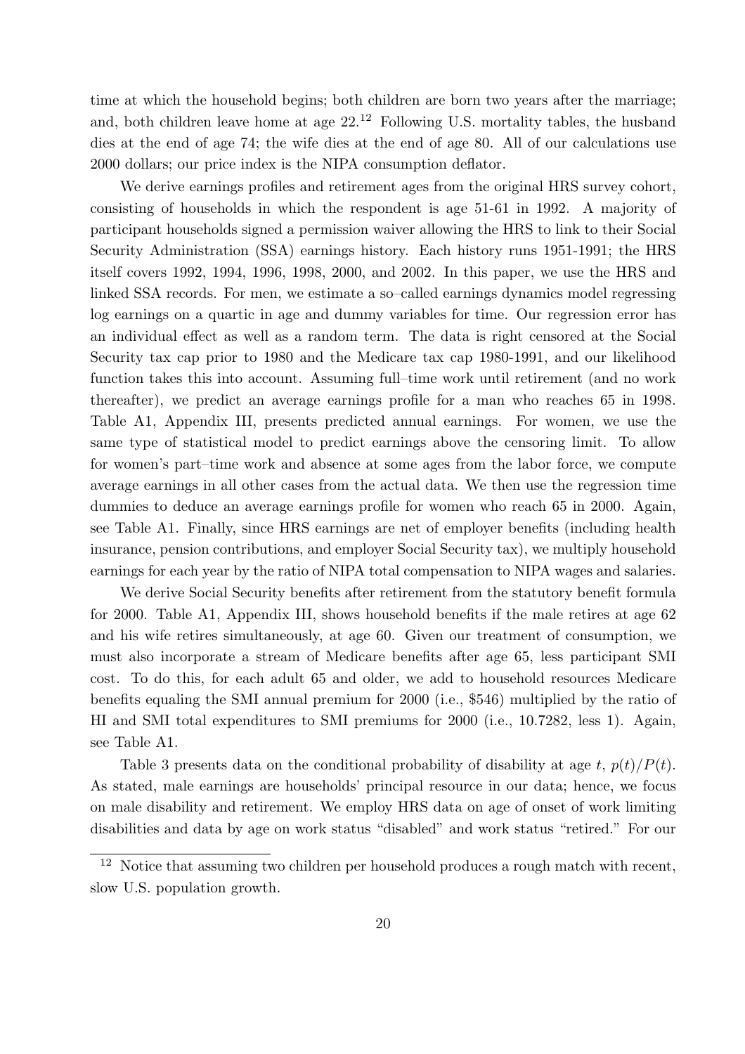time at which the household begins; both children are born two years after the marriage; and, both children leave home at age 22.[12] Following U.S. mortality tables, the husband dies at the end of age 74; the wife dies at the end of age 80. All of our calculations use 2000 dollars; our price index is the NIPA consumption deflator.

We derive earnings profiles and retirement ages from the original HRS survey cohort, consisting of households in which the respondent is age 51-61 in 1992. A majority of participant households signed a permission waiver allowing the HRS to link to their Social Security Administration (SSA) earnings history. Each history runs 1951-1991; the HRS itself covers 1992, 1994, 1996, 1998, 2000, and 2002. In this paper, we use the HRS and linked SSA records. For men, we estimate a so–called earnings dynamics model regressing log earnings on a quartic in age and dummy variables for time. Our regression error has an individual effect as well as a random term. The data is right censored at the Social Security tax cap prior to 1980 and the Medicare tax cap 1980-1991, and our likelihood function takes this into account. Assuming full–time work until retirement (and no work thereafter), we predict an average earnings profile for a man who reaches 65 in 1998. Table A1, Appendix III, presents predicted annual earnings. For women, we use the same type of statistical model to predict earnings above the censoring limit. To allow for women's part–time work and absence at some ages from the labor force, we compute average earnings in all other cases from the actual data. We then use the regression time dummies to deduce an average earnings profile for women who reach 65 in 2000. Again, see Table A1. Finally, since HRS earnings are net of employer benefits (including health insurance, pension contributions, and employer Social Security tax), we multiply household earnings for each year by the ratio of NIPA total compensation to NIPA wages and salaries.

We derive Social Security benefits after retirement from the statutory benefit formula for 2000. Table A1, Appendix III, shows household benefits if the male retires at age 62 and his wife retires simultaneously, at age 60. Given our treatment of consumption, we must also incorporate a stream of Medicare benefits after age 65, less participant SMI cost. To do this, for each adult 65 and older, we add to household resources Medicare benefits equaling the SMI annual premium for 2000 (i.e., \$546) multiplied by the ratio of HI and SMI total expenditures to SMI premiums for 2000 (i.e., 10.7282, less 1). Again, see Table A1.

Table 3 presents data on the conditional probability of disability at age $t$, $p(t)/P(t)$. As stated, male earnings are households' principal resource in our data; hence, we focus on male disability and retirement. We employ HRS data on age of onset of work limiting disabilities and data by age on work status "disabled" and work status "retired." For our

[12] Notice that assuming two children per household produces a rough match with recent, slow U.S. population growth.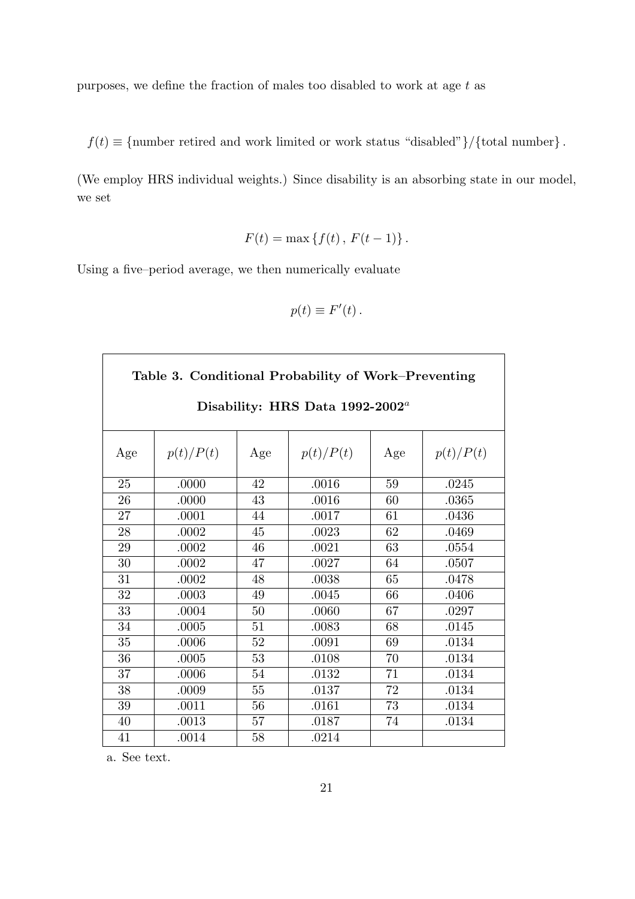purposes, we define the fraction of males too disabled to work at age $t$ as

$$f(t) \equiv \{\text{number retired and work limited or work status "disabled"}\}/\{\text{total number}\}\,.$$

(We employ HRS individual weights.) Since disability is an absorbing state in our model, we set

$$F(t) = \max\{f(t)\,,\,F(t-1)\}\,.$$

Using a five–period average, we then numerically evaluate

$$p(t) \equiv F'(t)\,.$$

**Table 3. Conditional Probability of Work–Preventing Disability: HRS Data 1992-2002**[a]

| Age | $p(t)/P(t)$ | Age | $p(t)/P(t)$ | Age | $p(t)/P(t)$ |
|---|---|---|---|---|---|
| 25 | .0000 | 42 | .0016 | 59 | .0245 |
| 26 | .0000 | 43 | .0016 | 60 | .0365 |
| 27 | .0001 | 44 | .0017 | 61 | .0436 |
| 28 | .0002 | 45 | .0023 | 62 | .0469 |
| 29 | .0002 | 46 | .0021 | 63 | .0554 |
| 30 | .0002 | 47 | .0027 | 64 | .0507 |
| 31 | .0002 | 48 | .0038 | 65 | .0478 |
| 32 | .0003 | 49 | .0045 | 66 | .0406 |
| 33 | .0004 | 50 | .0060 | 67 | .0297 |
| 34 | .0005 | 51 | .0083 | 68 | .0145 |
| 35 | .0006 | 52 | .0091 | 69 | .0134 |
| 36 | .0005 | 53 | .0108 | 70 | .0134 |
| 37 | .0006 | 54 | .0132 | 71 | .0134 |
| 38 | .0009 | 55 | .0137 | 72 | .0134 |
| 39 | .0011 | 56 | .0161 | 73 | .0134 |
| 40 | .0013 | 57 | .0187 | 74 | .0134 |
| 41 | .0014 | 58 | .0214 | | |

a. See text.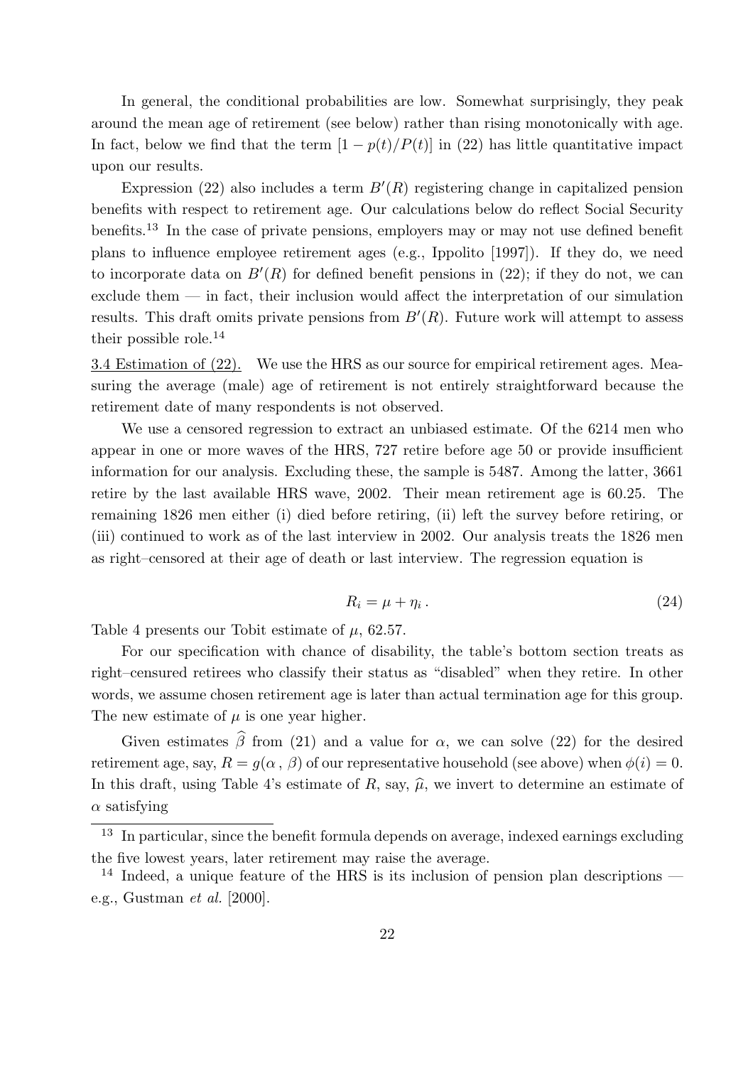In general, the conditional probabilities are low. Somewhat surprisingly, they peak around the mean age of retirement (see below) rather than rising monotonically with age. In fact, below we find that the term $[1 - p(t)/P(t)]$ in (22) has little quantitative impact upon our results.

Expression (22) also includes a term $B'(R)$ registering change in capitalized pension benefits with respect to retirement age. Our calculations below do reflect Social Security benefits.[13] In the case of private pensions, employers may or may not use defined benefit plans to influence employee retirement ages (e.g., Ippolito [1997]). If they do, we need to incorporate data on $B'(R)$ for defined benefit pensions in (22); if they do not, we can exclude them — in fact, their inclusion would affect the interpretation of our simulation results. This draft omits private pensions from $B'(R)$. Future work will attempt to assess their possible role.[14]

<u>3.4 Estimation of (22).</u> We use the HRS as our source for empirical retirement ages. Measuring the average (male) age of retirement is not entirely straightforward because the retirement date of many respondents is not observed.

We use a censored regression to extract an unbiased estimate. Of the 6214 men who appear in one or more waves of the HRS, 727 retire before age 50 or provide insufficient information for our analysis. Excluding these, the sample is 5487. Among the latter, 3661 retire by the last available HRS wave, 2002. Their mean retirement age is 60.25. The remaining 1826 men either (i) died before retiring, (ii) left the survey before retiring, or (iii) continued to work as of the last interview in 2002. Our analysis treats the 1826 men as right–censored at their age of death or last interview. The regression equation is

$$R_i = \mu + \eta_i \,. \tag{24}$$

Table 4 presents our Tobit estimate of $\mu$, 62.57.

For our specification with chance of disability, the table's bottom section treats as right–censured retirees who classify their status as "disabled" when they retire. In other words, we assume chosen retirement age is later than actual termination age for this group. The new estimate of $\mu$ is one year higher.

Given estimates $\widehat{\beta}$ from (21) and a value for $\alpha$, we can solve (22) for the desired retirement age, say, $R = g(\alpha\,,\, \beta)$ of our representative household (see above) when $\phi(i) = 0$. In this draft, using Table 4's estimate of $R$, say, $\widehat{\mu}$, we invert to determine an estimate of $\alpha$ satisfying

[13] In particular, since the benefit formula depends on average, indexed earnings excluding the five lowest years, later retirement may raise the average.

[14] Indeed, a unique feature of the HRS is its inclusion of pension plan descriptions — e.g., Gustman *et al.* [2000].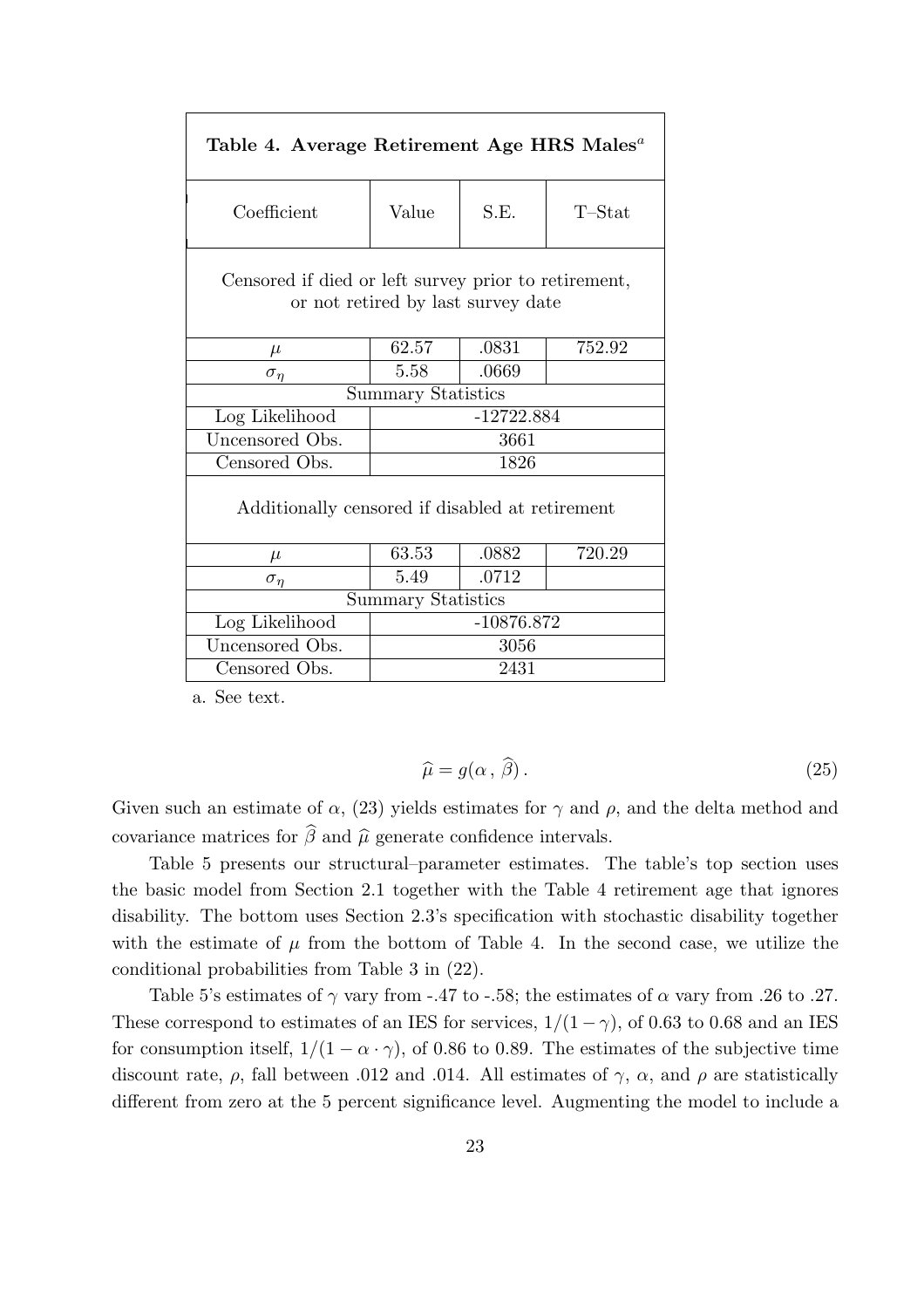**Table 4. Average Retirement Age HRS Males[a]**

| Coefficient | Value | S.E. | T–Stat |
|---|---|---|---|
| Censored if died or left survey prior to retirement, or not retired by last survey date | | | |
| $\mu$ | 62.57 | .0831 | 752.92 |
| $\sigma_\eta$ | 5.58 | .0669 | |
| Summary Statistics | | | |
| Log Likelihood | -12722.884 | | |
| Uncensored Obs. | 3661 | | |
| Censored Obs. | 1826 | | |
| Additionally censored if disabled at retirement | | | |
| $\mu$ | 63.53 | .0882 | 720.29 |
| $\sigma_\eta$ | 5.49 | .0712 | |
| Summary Statistics | | | |
| Log Likelihood | -10876.872 | | |
| Uncensored Obs. | 3056 | | |
| Censored Obs. | 2431 | | |

a. See text.

$$\widehat{\mu} = g(\alpha\,,\,\widehat{\beta})\,. \tag{25}$$

Given such an estimate of $\alpha$, (23) yields estimates for $\gamma$ and $\rho$, and the delta method and covariance matrices for $\widehat{\beta}$ and $\widehat{\mu}$ generate confidence intervals.

Table 5 presents our structural–parameter estimates. The table's top section uses the basic model from Section 2.1 together with the Table 4 retirement age that ignores disability. The bottom uses Section 2.3's specification with stochastic disability together with the estimate of $\mu$ from the bottom of Table 4. In the second case, we utilize the conditional probabilities from Table 3 in (22).

Table 5's estimates of $\gamma$ vary from -.47 to -.58; the estimates of $\alpha$ vary from .26 to .27. These correspond to estimates of an IES for services, $1/(1-\gamma)$, of 0.63 to 0.68 and an IES for consumption itself, $1/(1-\alpha\cdot\gamma)$, of 0.86 to 0.89. The estimates of the subjective time discount rate, $\rho$, fall between .012 and .014. All estimates of $\gamma$, $\alpha$, and $\rho$ are statistically different from zero at the 5 percent significance level. Augmenting the model to include a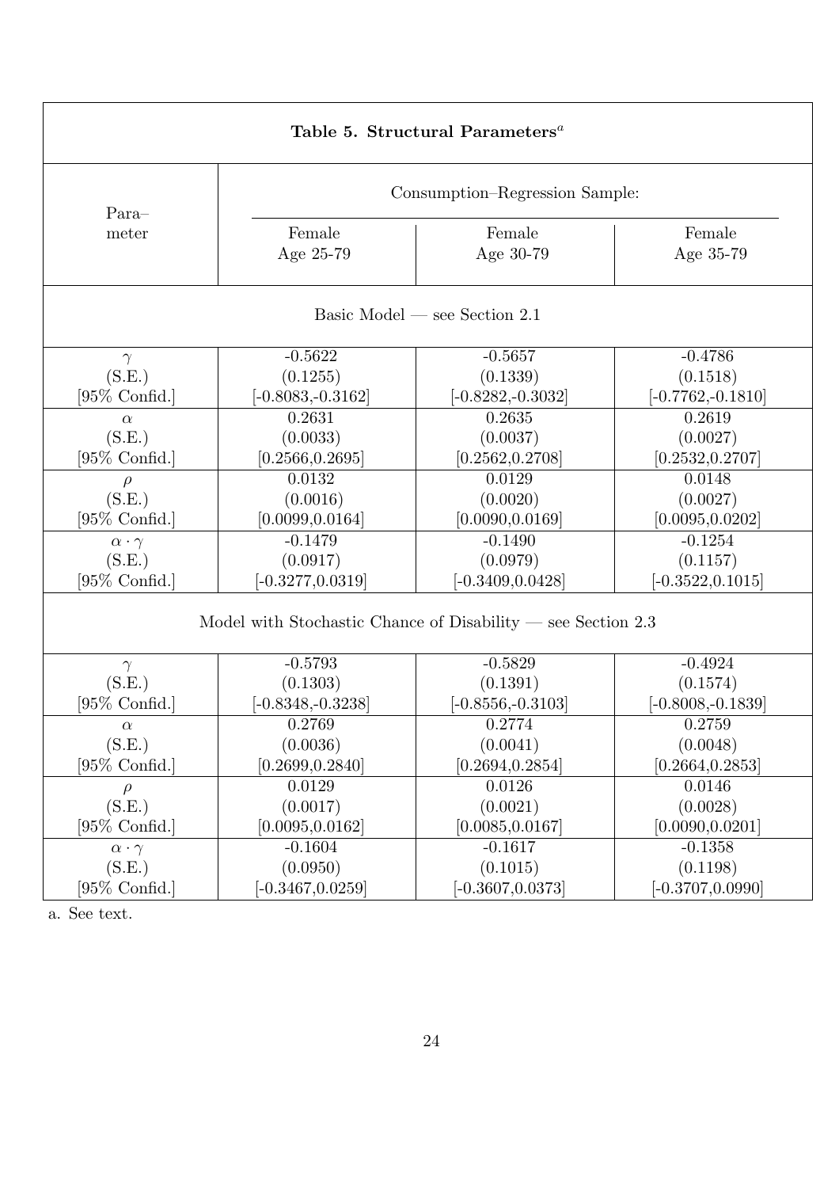**Table 5. Structural Parameters[a]**

| Para– meter | Consumption–Regression Sample: Female Age 25-79 | Female Age 30-79 | Female Age 35-79 |
|---|---|---|---|
| **Basic Model — see Section 2.1** | | | |
| $\gamma$ | -0.5622 | -0.5657 | -0.4786 |
| (S.E.) | (0.1255) | (0.1339) | (0.1518) |
| [95% Confid.] | [-0.8083,-0.3162] | [-0.8282,-0.3032] | [-0.7762,-0.1810] |
| $\alpha$ | 0.2631 | 0.2635 | 0.2619 |
| (S.E.) | (0.0033) | (0.0037) | (0.0027) |
| [95% Confid.] | [0.2566,0.2695] | [0.2562,0.2708] | [0.2532,0.2707] |
| $\rho$ | 0.0132 | 0.0129 | 0.0148 |
| (S.E.) | (0.0016) | (0.0020) | (0.0027) |
| [95% Confid.] | [0.0099,0.0164] | [0.0090,0.0169] | [0.0095,0.0202] |
| $\alpha \cdot \gamma$ | -0.1479 | -0.1490 | -0.1254 |
| (S.E.) | (0.0917) | (0.0979) | (0.1157) |
| [95% Confid.] | [-0.3277,0.0319] | [-0.3409,0.0428] | [-0.3522,0.1015] |
| **Model with Stochastic Chance of Disability — see Section 2.3** | | | |
| $\gamma$ | -0.5793 | -0.5829 | -0.4924 |
| (S.E.) | (0.1303) | (0.1391) | (0.1574) |
| [95% Confid.] | [-0.8348,-0.3238] | [-0.8556,-0.3103] | [-0.8008,-0.1839] |
| $\alpha$ | 0.2769 | 0.2774 | 0.2759 |
| (S.E.) | (0.0036) | (0.0041) | (0.0048) |
| [95% Confid.] | [0.2699,0.2840] | [0.2694,0.2854] | [0.2664,0.2853] |
| $\rho$ | 0.0129 | 0.0126 | 0.0146 |
| (S.E.) | (0.0017) | (0.0021) | (0.0028) |
| [95% Confid.] | [0.0095,0.0162] | [0.0085,0.0167] | [0.0090,0.0201] |
| $\alpha \cdot \gamma$ | -0.1604 | -0.1617 | -0.1358 |
| (S.E.) | (0.0950) | (0.1015) | (0.1198) |
| [95% Confid.] | [-0.3467,0.0259] | [-0.3607,0.0373] | [-0.3707,0.0990] |

a. See text.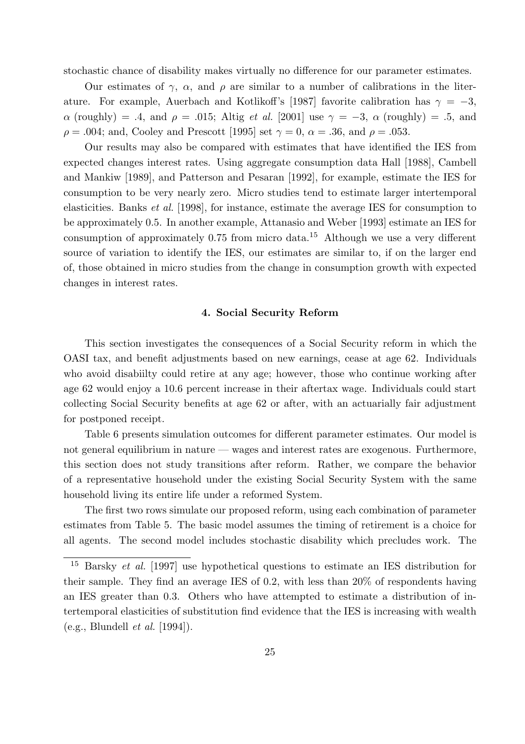stochastic chance of disability makes virtually no difference for our parameter estimates.

Our estimates of $\gamma$, $\alpha$, and $\rho$ are similar to a number of calibrations in the literature. For example, Auerbach and Kotlikoff's [1987] favorite calibration has $\gamma = -3$, $\alpha$ (roughly) $= .4$, and $\rho = .015$; Altig *et al.* [2001] use $\gamma = -3$, $\alpha$ (roughly) $= .5$, and $\rho = .004$; and, Cooley and Prescott [1995] set $\gamma = 0$, $\alpha = .36$, and $\rho = .053$.

Our results may also be compared with estimates that have identified the IES from expected changes interest rates. Using aggregate consumption data Hall [1988], Cambell and Mankiw [1989], and Patterson and Pesaran [1992], for example, estimate the IES for consumption to be very nearly zero. Micro studies tend to estimate larger intertemporal elasticities. Banks *et al.* [1998], for instance, estimate the average IES for consumption to be approximately 0.5. In another example, Attanasio and Weber [1993] estimate an IES for consumption of approximately 0.75 from micro data.[15] Although we use a very different source of variation to identify the IES, our estimates are similar to, if on the larger end of, those obtained in micro studies from the change in consumption growth with expected changes in interest rates.

### 4. Social Security Reform

This section investigates the consequences of a Social Security reform in which the OASI tax, and benefit adjustments based on new earnings, cease at age 62. Individuals who avoid disabiilty could retire at any age; however, those who continue working after age 62 would enjoy a 10.6 percent increase in their aftertax wage. Individuals could start collecting Social Security benefits at age 62 or after, with an actuarially fair adjustment for postponed receipt.

Table 6 presents simulation outcomes for different parameter estimates. Our model is not general equilibrium in nature — wages and interest rates are exogenous. Furthermore, this section does not study transitions after reform. Rather, we compare the behavior of a representative household under the existing Social Security System with the same household living its entire life under a reformed System.

The first two rows simulate our proposed reform, using each combination of parameter estimates from Table 5. The basic model assumes the timing of retirement is a choice for all agents. The second model includes stochastic disability which precludes work. The

[15] Barsky *et al.* [1997] use hypothetical questions to estimate an IES distribution for their sample. They find an average IES of 0.2, with less than 20% of respondents having an IES greater than 0.3. Others who have attempted to estimate a distribution of intertemporal elasticities of substitution find evidence that the IES is increasing with wealth (e.g., Blundell *et al.* [1994]).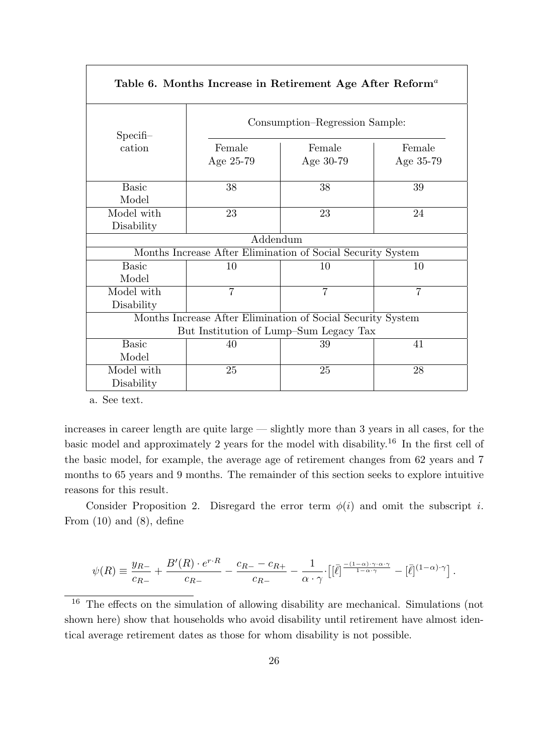**Table 6. Months Increase in Retirement Age After Reform**[a]

| Specification | Consumption–Regression Sample: Female Age 25-79 | Female Age 30-79 | Female Age 35-79 |
|---|---|---|---|
| Basic Model | 38 | 38 | 39 |
| Model with Disability | 23 | 23 | 24 |
| Addendum | | | |
| Months Increase After Elimination of Social Security System | | | |
| Basic Model | 10 | 10 | 10 |
| Model with Disability | 7 | 7 | 7 |
| Months Increase After Elimination of Social Security System But Institution of Lump–Sum Legacy Tax | | | |
| Basic Model | 40 | 39 | 41 |
| Model with Disability | 25 | 25 | 28 |

a. See text.

increases in career length are quite large — slightly more than 3 years in all cases, for the basic model and approximately 2 years for the model with disability.[16] In the first cell of the basic model, for example, the average age of retirement changes from 62 years and 7 months to 65 years and 9 months. The remainder of this section seeks to explore intuitive reasons for this result.

Consider Proposition 2. Disregard the error term $\phi(i)$ and omit the subscript $i$. From (10) and (8), define

$$\psi(R) \equiv \frac{y_{R-}}{c_{R-}} + \frac{B'(R) \cdot e^{r \cdot R}}{c_{R-}} - \frac{c_{R-} - c_{R+}}{c_{R-}} - \frac{1}{\alpha \cdot \gamma} \cdot \left[ [\bar{\ell}]^{\frac{-(1-\alpha) \cdot \gamma \cdot \alpha \cdot \gamma}{1 - \alpha \cdot \gamma}} - [\bar{\ell}]^{(1-\alpha) \cdot \gamma} \right].$$

[16] The effects on the simulation of allowing disability are mechanical. Simulations (not shown here) show that households who avoid disability until retirement have almost identical average retirement dates as those for whom disability is not possible.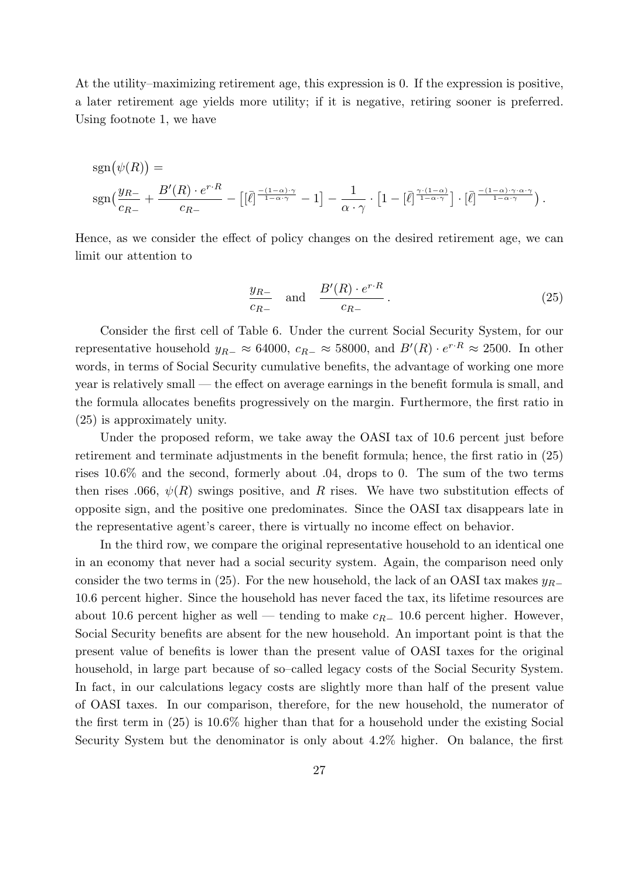At the utility–maximizing retirement age, this expression is 0. If the expression is positive, a later retirement age yields more utility; if it is negative, retiring sooner is preferred. Using footnote 1, we have

$$\text{sgn}\big(\psi(R)\big) =$$
$$\text{sgn}\big(\frac{y_{R-}}{c_{R-}} + \frac{B'(R) \cdot e^{r \cdot R}}{c_{R-}} - \big[[\bar{\ell}]^{\frac{-(1-\alpha)\cdot\gamma}{1-\alpha\cdot\gamma}} - 1\big] - \frac{1}{\alpha \cdot \gamma} \cdot \big[1 - [\bar{\ell}]^{\frac{\gamma\cdot(1-\alpha)}{1-\alpha\cdot\gamma}}\big] \cdot [\bar{\ell}]^{\frac{-(1-\alpha)\cdot\gamma\cdot\alpha\cdot\gamma}{1-\alpha\cdot\gamma}}\big) .$$

Hence, as we consider the effect of policy changes on the desired retirement age, we can limit our attention to

$$\frac{y_{R-}}{c_{R-}} \quad \text{and} \quad \frac{B'(R) \cdot e^{r \cdot R}}{c_{R-}} . \tag{25}$$

Consider the first cell of Table 6. Under the current Social Security System, for our representative household $y_{R-} \approx 64000$, $c_{R-} \approx 58000$, and $B'(R) \cdot e^{r \cdot R} \approx 2500$. In other words, in terms of Social Security cumulative benefits, the advantage of working one more year is relatively small — the effect on average earnings in the benefit formula is small, and the formula allocates benefits progressively on the margin. Furthermore, the first ratio in (25) is approximately unity.

Under the proposed reform, we take away the OASI tax of 10.6 percent just before retirement and terminate adjustments in the benefit formula; hence, the first ratio in (25) rises 10.6% and the second, formerly about .04, drops to 0. The sum of the two terms then rises .066, $\psi(R)$ swings positive, and $R$ rises. We have two substitution effects of opposite sign, and the positive one predominates. Since the OASI tax disappears late in the representative agent's career, there is virtually no income effect on behavior.

In the third row, we compare the original representative household to an identical one in an economy that never had a social security system. Again, the comparison need only consider the two terms in (25). For the new household, the lack of an OASI tax makes $y_{R-}$ 10.6 percent higher. Since the household has never faced the tax, its lifetime resources are about 10.6 percent higher as well — tending to make $c_{R-}$ 10.6 percent higher. However, Social Security benefits are absent for the new household. An important point is that the present value of benefits is lower than the present value of OASI taxes for the original household, in large part because of so–called legacy costs of the Social Security System. In fact, in our calculations legacy costs are slightly more than half of the present value of OASI taxes. In our comparison, therefore, for the new household, the numerator of the first term in (25) is 10.6% higher than that for a household under the existing Social Security System but the denominator is only about 4.2% higher. On balance, the first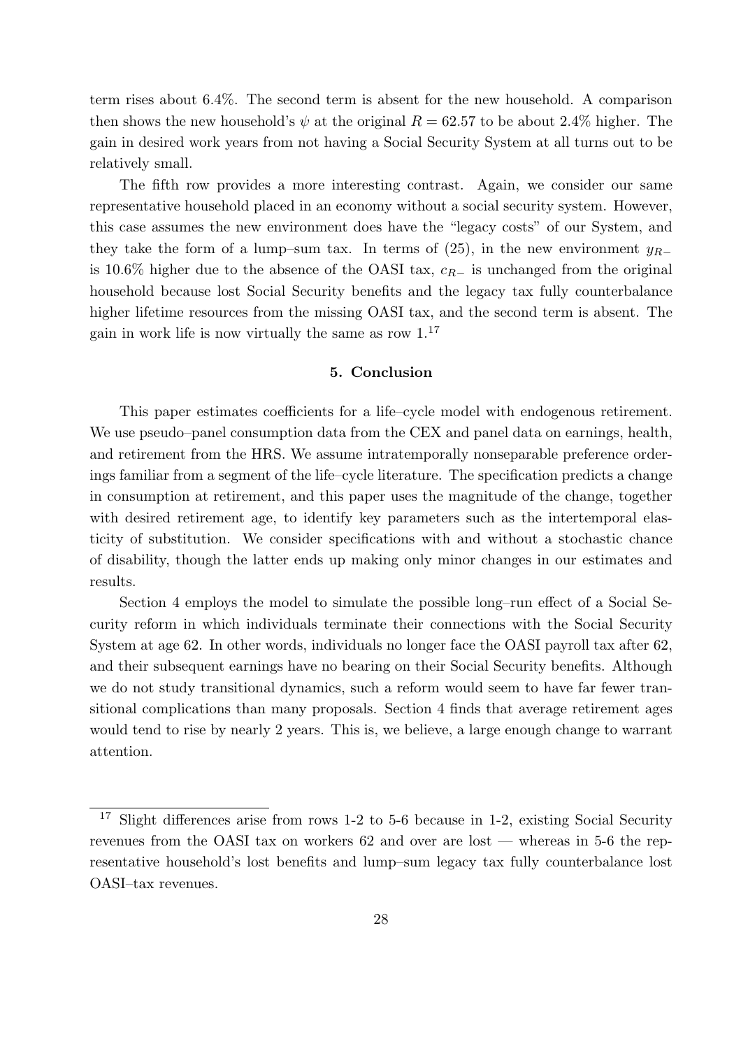term rises about 6.4%. The second term is absent for the new household. A comparison then shows the new household's $\psi$ at the original $R = 62.57$ to be about 2.4% higher. The gain in desired work years from not having a Social Security System at all turns out to be relatively small.

The fifth row provides a more interesting contrast. Again, we consider our same representative household placed in an economy without a social security system. However, this case assumes the new environment does have the "legacy costs" of our System, and they take the form of a lump–sum tax. In terms of (25), in the new environment $y_{R-}$ is 10.6% higher due to the absence of the OASI tax, $c_{R-}$ is unchanged from the original household because lost Social Security benefits and the legacy tax fully counterbalance higher lifetime resources from the missing OASI tax, and the second term is absent. The gain in work life is now virtually the same as row 1.[17]

## 5. Conclusion

This paper estimates coefficients for a life–cycle model with endogenous retirement. We use pseudo–panel consumption data from the CEX and panel data on earnings, health, and retirement from the HRS. We assume intratemporally nonseparable preference orderings familiar from a segment of the life–cycle literature. The specification predicts a change in consumption at retirement, and this paper uses the magnitude of the change, together with desired retirement age, to identify key parameters such as the intertemporal elasticity of substitution. We consider specifications with and without a stochastic chance of disability, though the latter ends up making only minor changes in our estimates and results.

Section 4 employs the model to simulate the possible long–run effect of a Social Security reform in which individuals terminate their connections with the Social Security System at age 62. In other words, individuals no longer face the OASI payroll tax after 62, and their subsequent earnings have no bearing on their Social Security benefits. Although we do not study transitional dynamics, such a reform would seem to have far fewer transitional complications than many proposals. Section 4 finds that average retirement ages would tend to rise by nearly 2 years. This is, we believe, a large enough change to warrant attention.

---

[17] Slight differences arise from rows 1-2 to 5-6 because in 1-2, existing Social Security revenues from the OASI tax on workers 62 and over are lost — whereas in 5-6 the representative household's lost benefits and lump–sum legacy tax fully counterbalance lost OASI–tax revenues.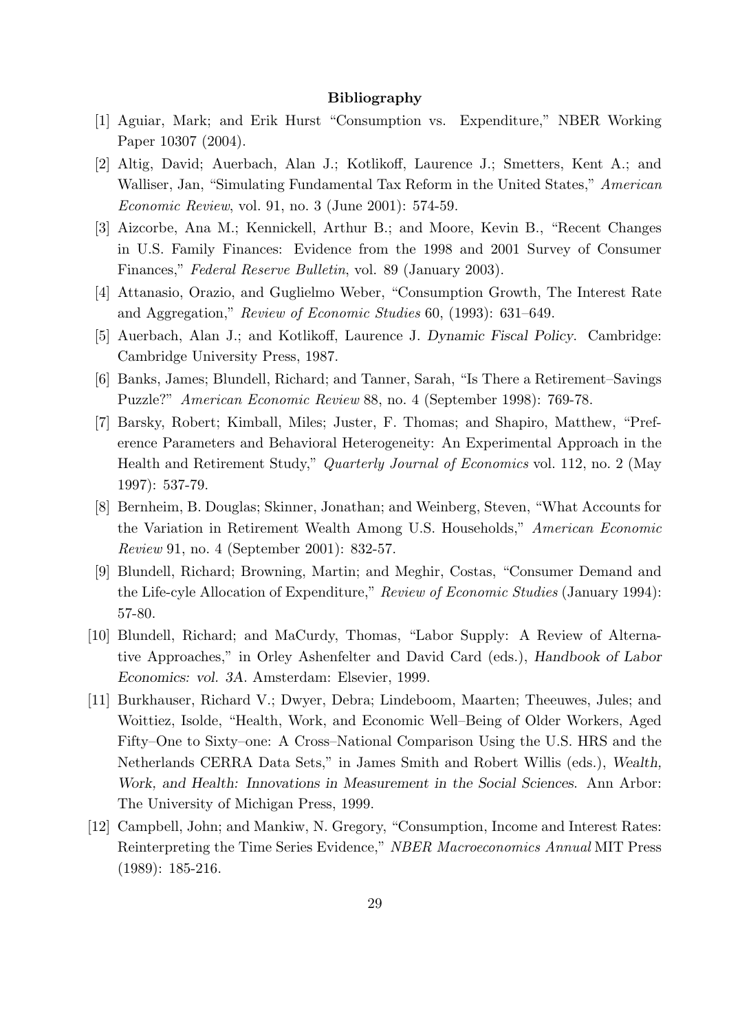## Bibliography

[1] Aguiar, Mark; and Erik Hurst "Consumption vs. Expenditure," NBER Working Paper 10307 (2004).

[2] Altig, David; Auerbach, Alan J.; Kotlikoff, Laurence J.; Smetters, Kent A.; and Walliser, Jan, "Simulating Fundamental Tax Reform in the United States," *American Economic Review*, vol. 91, no. 3 (June 2001): 574-59.

[3] Aizcorbe, Ana M.; Kennickell, Arthur B.; and Moore, Kevin B., "Recent Changes in U.S. Family Finances: Evidence from the 1998 and 2001 Survey of Consumer Finances," *Federal Reserve Bulletin*, vol. 89 (January 2003).

[4] Attanasio, Orazio, and Guglielmo Weber, "Consumption Growth, The Interest Rate and Aggregation," *Review of Economic Studies* 60, (1993): 631–649.

[5] Auerbach, Alan J.; and Kotlikoff, Laurence J. *Dynamic Fiscal Policy*. Cambridge: Cambridge University Press, 1987.

[6] Banks, James; Blundell, Richard; and Tanner, Sarah, "Is There a Retirement–Savings Puzzle?" *American Economic Review* 88, no. 4 (September 1998): 769-78.

[7] Barsky, Robert; Kimball, Miles; Juster, F. Thomas; and Shapiro, Matthew, "Preference Parameters and Behavioral Heterogeneity: An Experimental Approach in the Health and Retirement Study," *Quarterly Journal of Economics* vol. 112, no. 2 (May 1997): 537-79.

[8] Bernheim, B. Douglas; Skinner, Jonathan; and Weinberg, Steven, "What Accounts for the Variation in Retirement Wealth Among U.S. Households," *American Economic Review* 91, no. 4 (September 2001): 832-57.

[9] Blundell, Richard; Browning, Martin; and Meghir, Costas, "Consumer Demand and the Life-cyle Allocation of Expenditure," *Review of Economic Studies* (January 1994): 57-80.

[10] Blundell, Richard; and MaCurdy, Thomas, "Labor Supply: A Review of Alternative Approaches," in Orley Ashenfelter and David Card (eds.), *Handbook of Labor Economics: vol. 3A*. Amsterdam: Elsevier, 1999.

[11] Burkhauser, Richard V.; Dwyer, Debra; Lindeboom, Maarten; Theeuwes, Jules; and Woittiez, Isolde, "Health, Work, and Economic Well–Being of Older Workers, Aged Fifty–One to Sixty–one: A Cross–National Comparison Using the U.S. HRS and the Netherlands CERRA Data Sets," in James Smith and Robert Willis (eds.), *Wealth, Work, and Health: Innovations in Measurement in the Social Sciences*. Ann Arbor: The University of Michigan Press, 1999.

[12] Campbell, John; and Mankiw, N. Gregory, "Consumption, Income and Interest Rates: Reinterpreting the Time Series Evidence," *NBER Macroeconomics Annual* MIT Press (1989): 185-216.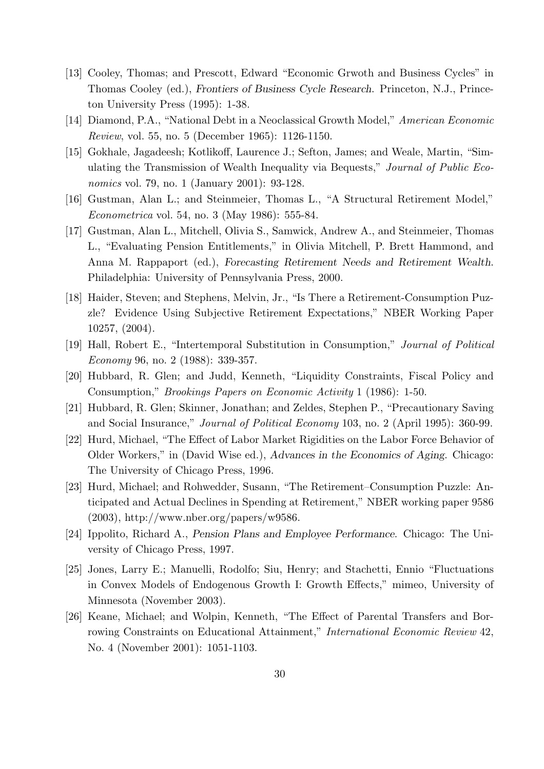[13] Cooley, Thomas; and Prescott, Edward "Economic Grwoth and Business Cycles" in Thomas Cooley (ed.), *Frontiers of Business Cycle Research*. Princeton, N.J., Princeton University Press (1995): 1-38.

[14] Diamond, P.A., "National Debt in a Neoclassical Growth Model," *American Economic Review*, vol. 55, no. 5 (December 1965): 1126-1150.

[15] Gokhale, Jagadeesh; Kotlikoff, Laurence J.; Sefton, James; and Weale, Martin, "Simulating the Transmission of Wealth Inequality via Bequests," *Journal of Public Economics* vol. 79, no. 1 (January 2001): 93-128.

[16] Gustman, Alan L.; and Steinmeier, Thomas L., "A Structural Retirement Model," *Econometrica* vol. 54, no. 3 (May 1986): 555-84.

[17] Gustman, Alan L., Mitchell, Olivia S., Samwick, Andrew A., and Steinmeier, Thomas L., "Evaluating Pension Entitlements," in Olivia Mitchell, P. Brett Hammond, and Anna M. Rappaport (ed.), *Forecasting Retirement Needs and Retirement Wealth*. Philadelphia: University of Pennsylvania Press, 2000.

[18] Haider, Steven; and Stephens, Melvin, Jr., "Is There a Retirement-Consumption Puzzle? Evidence Using Subjective Retirement Expectations," NBER Working Paper 10257, (2004).

[19] Hall, Robert E., "Intertemporal Substitution in Consumption," *Journal of Political Economy* 96, no. 2 (1988): 339-357.

[20] Hubbard, R. Glen; and Judd, Kenneth, "Liquidity Constraints, Fiscal Policy and Consumption," *Brookings Papers on Economic Activity* 1 (1986): 1-50.

[21] Hubbard, R. Glen; Skinner, Jonathan; and Zeldes, Stephen P., "Precautionary Saving and Social Insurance," *Journal of Political Economy* 103, no. 2 (April 1995): 360-99.

[22] Hurd, Michael, "The Effect of Labor Market Rigidities on the Labor Force Behavior of Older Workers," in (David Wise ed.), *Advances in the Economics of Aging*. Chicago: The University of Chicago Press, 1996.

[23] Hurd, Michael; and Rohwedder, Susann, "The Retirement–Consumption Puzzle: Anticipated and Actual Declines in Spending at Retirement," NBER working paper 9586 (2003), http://www.nber.org/papers/w9586.

[24] Ippolito, Richard A., *Pension Plans and Employee Performance*. Chicago: The University of Chicago Press, 1997.

[25] Jones, Larry E.; Manuelli, Rodolfo; Siu, Henry; and Stachetti, Ennio "Fluctuations in Convex Models of Endogenous Growth I: Growth Effects," mimeo, University of Minnesota (November 2003).

[26] Keane, Michael; and Wolpin, Kenneth, "The Effect of Parental Transfers and Borrowing Constraints on Educational Attainment," *International Economic Review* 42, No. 4 (November 2001): 1051-1103.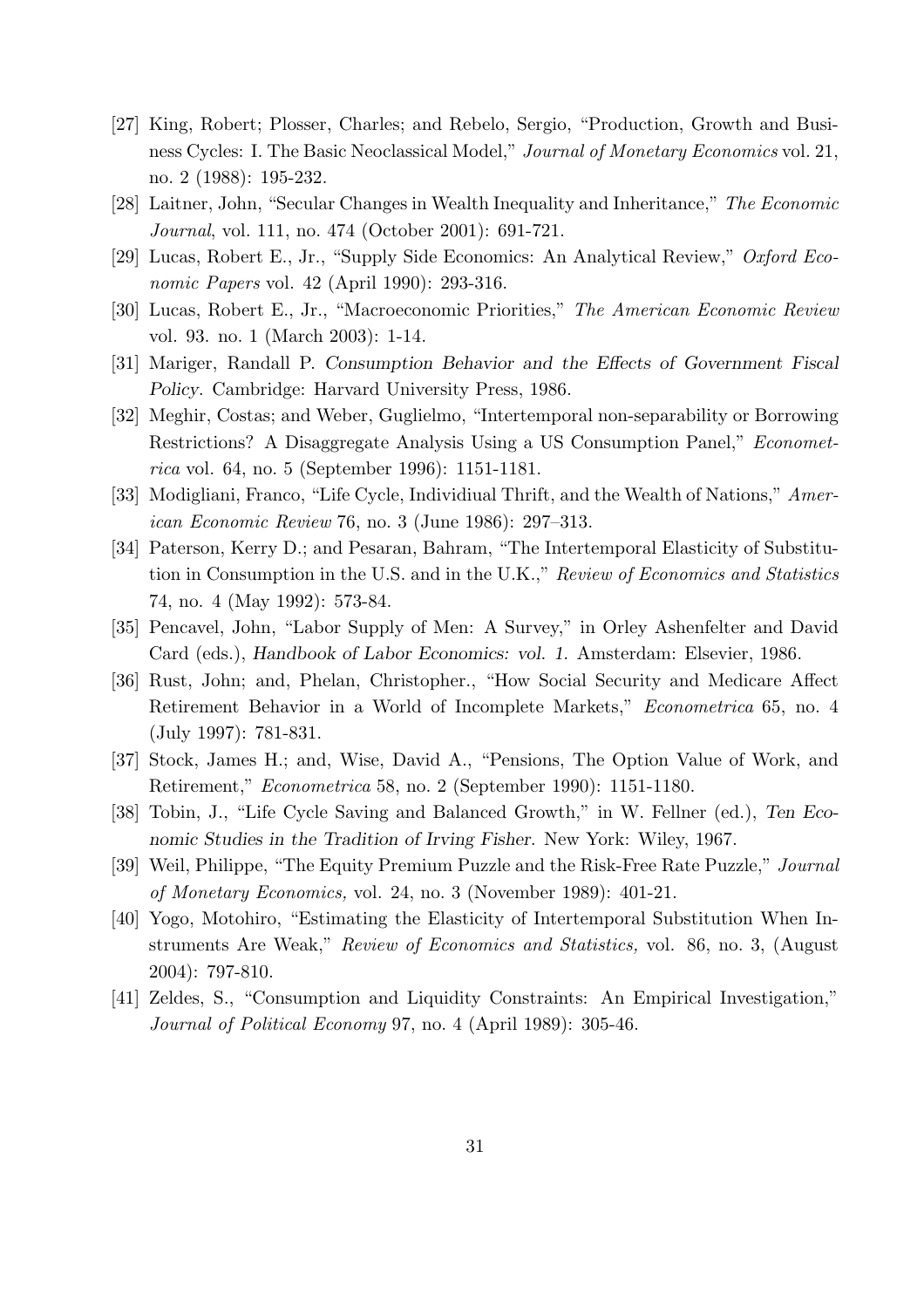[27] King, Robert; Plosser, Charles; and Rebelo, Sergio, "Production, Growth and Business Cycles: I. The Basic Neoclassical Model," *Journal of Monetary Economics* vol. 21, no. 2 (1988): 195-232.

[28] Laitner, John, "Secular Changes in Wealth Inequality and Inheritance," *The Economic Journal*, vol. 111, no. 474 (October 2001): 691-721.

[29] Lucas, Robert E., Jr., "Supply Side Economics: An Analytical Review," *Oxford Economic Papers* vol. 42 (April 1990): 293-316.

[30] Lucas, Robert E., Jr., "Macroeconomic Priorities," *The American Economic Review* vol. 93. no. 1 (March 2003): 1-14.

[31] Mariger, Randall P. *Consumption Behavior and the Effects of Government Fiscal Policy*. Cambridge: Harvard University Press, 1986.

[32] Meghir, Costas; and Weber, Guglielmo, "Intertemporal non-separability or Borrowing Restrictions? A Disaggregate Analysis Using a US Consumption Panel," *Econometrica* vol. 64, no. 5 (September 1996): 1151-1181.

[33] Modigliani, Franco, "Life Cycle, Individiual Thrift, and the Wealth of Nations," *American Economic Review* 76, no. 3 (June 1986): 297–313.

[34] Paterson, Kerry D.; and Pesaran, Bahram, "The Intertemporal Elasticity of Substitution in Consumption in the U.S. and in the U.K.," *Review of Economics and Statistics* 74, no. 4 (May 1992): 573-84.

[35] Pencavel, John, "Labor Supply of Men: A Survey," in Orley Ashenfelter and David Card (eds.), *Handbook of Labor Economics: vol. 1.* Amsterdam: Elsevier, 1986.

[36] Rust, John; and, Phelan, Christopher., "How Social Security and Medicare Affect Retirement Behavior in a World of Incomplete Markets," *Econometrica* 65, no. 4 (July 1997): 781-831.

[37] Stock, James H.; and, Wise, David A., "Pensions, The Option Value of Work, and Retirement," *Econometrica* 58, no. 2 (September 1990): 1151-1180.

[38] Tobin, J., "Life Cycle Saving and Balanced Growth," in W. Fellner (ed.), *Ten Economic Studies in the Tradition of Irving Fisher.* New York: Wiley, 1967.

[39] Weil, Philippe, "The Equity Premium Puzzle and the Risk-Free Rate Puzzle," *Journal of Monetary Economics,* vol. 24, no. 3 (November 1989): 401-21.

[40] Yogo, Motohiro, "Estimating the Elasticity of Intertemporal Substitution When Instruments Are Weak," *Review of Economics and Statistics,* vol. 86, no. 3, (August 2004): 797-810.

[41] Zeldes, S., "Consumption and Liquidity Constraints: An Empirical Investigation," *Journal of Political Economy* 97, no. 4 (April 1989): 305-46.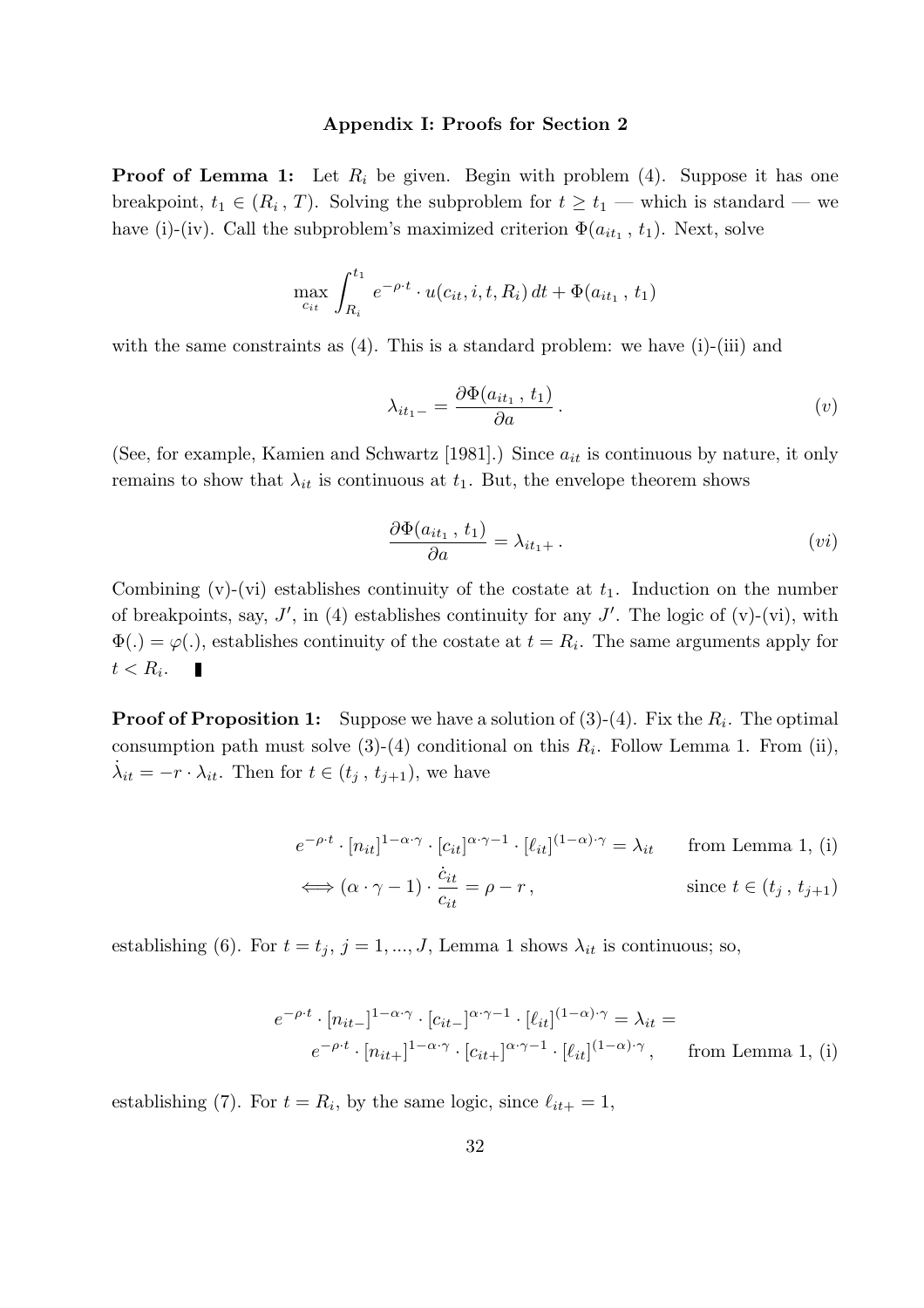## Appendix I: Proofs for Section 2

**Proof of Lemma 1:** Let $R_i$ be given. Begin with problem (4). Suppose it has one breakpoint, $t_1 \in (R_i\,,\,T)$. Solving the subproblem for $t \geq t_1$ — which is standard — we have (i)-(iv). Call the subproblem's maximized criterion $\Phi(a_{it_1}\,,\,t_1)$. Next, solve

$$\max_{c_{it}} \int_{R_i}^{t_1} e^{-\rho \cdot t} \cdot u(c_{it}, i, t, R_i)\, dt + \Phi(a_{it_1}\,,\,t_1)$$

with the same constraints as (4). This is a standard problem: we have (i)-(iii) and

$$\lambda_{it_1-} = \frac{\partial \Phi(a_{it_1}\,,\,t_1)}{\partial a}\,. \tag{v}$$

(See, for example, Kamien and Schwartz [1981].) Since $a_{it}$ is continuous by nature, it only remains to show that $\lambda_{it}$ is continuous at $t_1$. But, the envelope theorem shows

$$\frac{\partial \Phi(a_{it_1}\,,\,t_1)}{\partial a} = \lambda_{it_1+}\,. \tag{vi}$$

Combining (v)-(vi) establishes continuity of the costate at $t_1$. Induction on the number of breakpoints, say, $J'$, in (4) establishes continuity for any $J'$. The logic of (v)-(vi), with $\Phi(.) = \varphi(.)$, establishes continuity of the costate at $t = R_i$. The same arguments apply for $t < R_i$. ∎

**Proof of Proposition 1:** Suppose we have a solution of (3)-(4). Fix the $R_i$. The optimal consumption path must solve (3)-(4) conditional on this $R_i$. Follow Lemma 1. From (ii), $\dot{\lambda}_{it} = -r \cdot \lambda_{it}$. Then for $t \in (t_j\,,\,t_{j+1})$, we have

$$e^{-\rho \cdot t} \cdot [n_{it}]^{1-\alpha\cdot\gamma} \cdot [c_{it}]^{\alpha\cdot\gamma-1} \cdot [\ell_{it}]^{(1-\alpha)\cdot\gamma} = \lambda_{it} \qquad \text{from Lemma 1, (i)}$$

$$\iff (\alpha \cdot \gamma - 1) \cdot \frac{\dot{c}_{it}}{c_{it}} = \rho - r\,, \qquad \text{since } t \in (t_j\,,\,t_{j+1})$$

establishing (6). For $t = t_j$, $j = 1, ..., J$, Lemma 1 shows $\lambda_{it}$ is continuous; so,

$$e^{-\rho \cdot t} \cdot [n_{it-}]^{1-\alpha\cdot\gamma} \cdot [c_{it-}]^{\alpha\cdot\gamma-1} \cdot [\ell_{it}]^{(1-\alpha)\cdot\gamma} = \lambda_{it} =$$
$$e^{-\rho \cdot t} \cdot [n_{it+}]^{1-\alpha\cdot\gamma} \cdot [c_{it+}]^{\alpha\cdot\gamma-1} \cdot [\ell_{it}]^{(1-\alpha)\cdot\gamma}\,, \qquad \text{from Lemma 1, (i)}$$

establishing (7). For $t = R_i$, by the same logic, since $\ell_{it+} = 1$,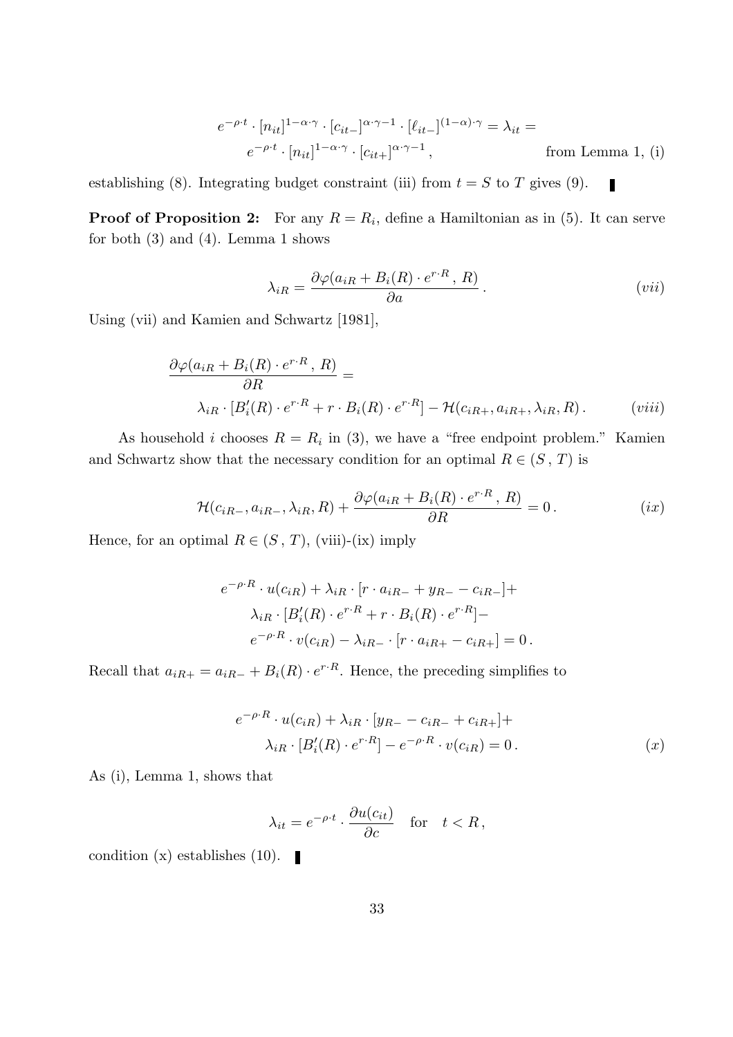$$e^{-\rho \cdot t} \cdot [n_{it}]^{1-\alpha \cdot \gamma} \cdot [c_{it-}]^{\alpha \cdot \gamma - 1} \cdot [\ell_{it-}]^{(1-\alpha)\cdot \gamma} = \lambda_{it} =$$
$$e^{-\rho \cdot t} \cdot [n_{it}]^{1-\alpha \cdot \gamma} \cdot [c_{it+}]^{\alpha \cdot \gamma - 1}, \qquad \text{from Lemma 1, (i)}$$

establishing (8). Integrating budget constraint (iii) from $t = S$ to $T$ gives (9). ∎

**Proof of Proposition 2:** For any $R = R_i$, define a Hamiltonian as in (5). It can serve for both (3) and (4). Lemma 1 shows

$$\lambda_{iR} = \frac{\partial \varphi(a_{iR} + B_i(R) \cdot e^{r \cdot R}, R)}{\partial a}. \tag{vii}$$

Using (vii) and Kamien and Schwartz [1981],

$$\frac{\partial \varphi(a_{iR} + B_i(R) \cdot e^{r \cdot R}, R)}{\partial R} =$$
$$\lambda_{iR} \cdot [B_i'(R) \cdot e^{r \cdot R} + r \cdot B_i(R) \cdot e^{r \cdot R}] - \mathcal{H}(c_{iR+}, a_{iR+}, \lambda_{iR}, R). \tag{viii}$$

As household $i$ chooses $R = R_i$ in (3), we have a "free endpoint problem." Kamien and Schwartz show that the necessary condition for an optimal $R \in (S, T)$ is

$$\mathcal{H}(c_{iR-}, a_{iR-}, \lambda_{iR}, R) + \frac{\partial \varphi(a_{iR} + B_i(R) \cdot e^{r \cdot R}, R)}{\partial R} = 0. \tag{ix}$$

Hence, for an optimal $R \in (S, T)$, (viii)-(ix) imply

$$e^{-\rho \cdot R} \cdot u(c_{iR}) + \lambda_{iR} \cdot [r \cdot a_{iR-} + y_{R-} - c_{iR-}] +$$
$$\lambda_{iR} \cdot [B_i'(R) \cdot e^{r \cdot R} + r \cdot B_i(R) \cdot e^{r \cdot R}] -$$
$$e^{-\rho \cdot R} \cdot v(c_{iR}) - \lambda_{iR-} \cdot [r \cdot a_{iR+} - c_{iR+}] = 0.$$

Recall that $a_{iR+} = a_{iR-} + B_i(R) \cdot e^{r \cdot R}$. Hence, the preceding simplifies to

$$e^{-\rho \cdot R} \cdot u(c_{iR}) + \lambda_{iR} \cdot [y_{R-} - c_{iR-} + c_{iR+}] +$$
$$\lambda_{iR} \cdot [B_i'(R) \cdot e^{r \cdot R}] - e^{-\rho \cdot R} \cdot v(c_{iR}) = 0. \tag{x}$$

As (i), Lemma 1, shows that

$$\lambda_{it} = e^{-\rho \cdot t} \cdot \frac{\partial u(c_{it})}{\partial c} \quad \text{for} \quad t < R,$$

condition (x) establishes (10). ∎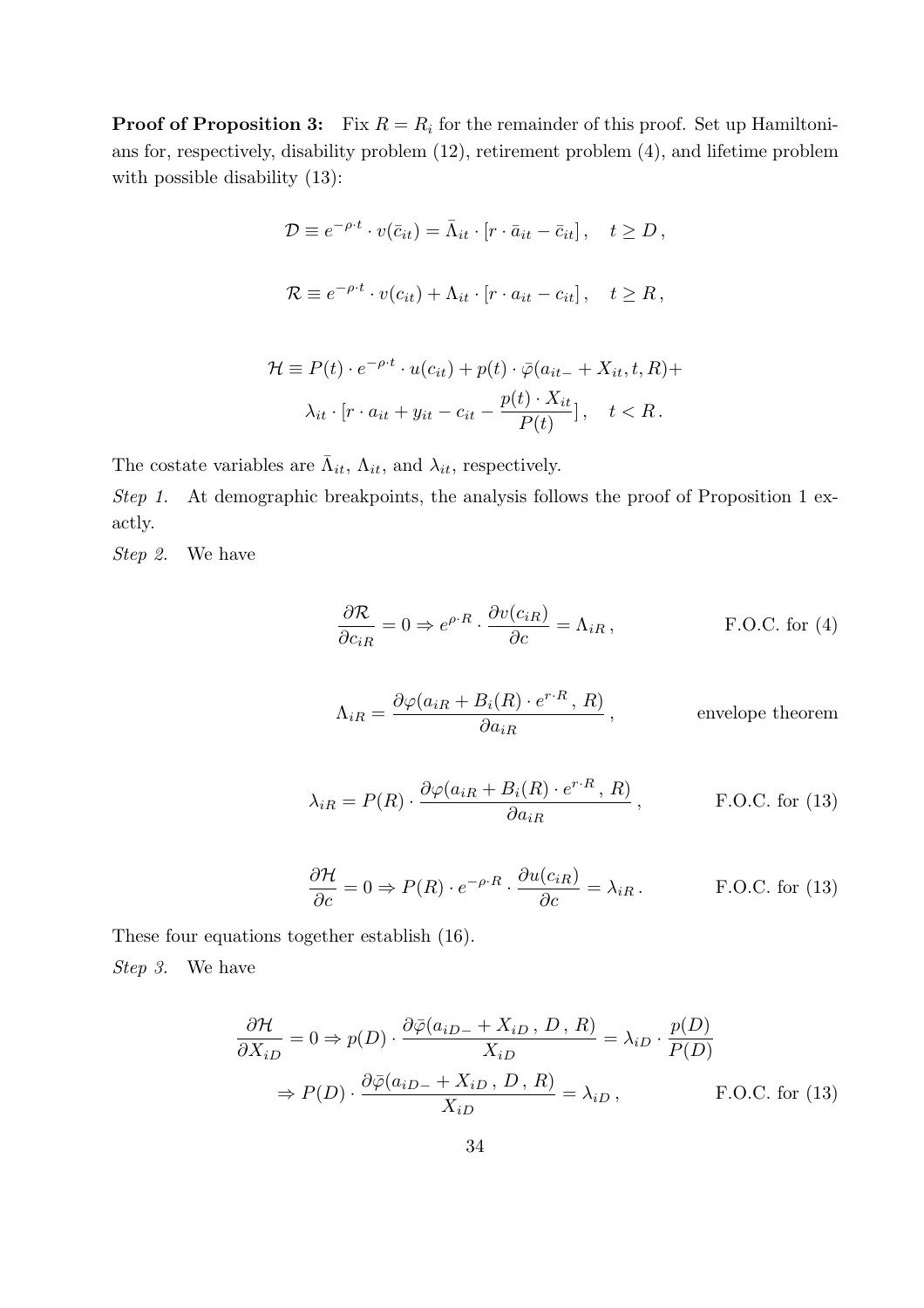**Proof of Proposition 3:** Fix $R = R_i$ for the remainder of this proof. Set up Hamiltonians for, respectively, disability problem (12), retirement problem (4), and lifetime problem with possible disability (13):

$$\mathcal{D} \equiv e^{-\rho \cdot t} \cdot v(\bar{c}_{it}) = \bar{\Lambda}_{it} \cdot [r \cdot \bar{a}_{it} - \bar{c}_{it}] \,, \quad t \geq D \,,$$

$$\mathcal{R} \equiv e^{-\rho \cdot t} \cdot v(c_{it}) + \Lambda_{it} \cdot [r \cdot a_{it} - c_{it}] \,, \quad t \geq R \,,$$

$$\mathcal{H} \equiv P(t) \cdot e^{-\rho \cdot t} \cdot u(c_{it}) + p(t) \cdot \bar{\varphi}(a_{it-} + X_{it}, t, R) +$$
$$\lambda_{it} \cdot [r \cdot a_{it} + y_{it} - c_{it} - \frac{p(t) \cdot X_{it}}{P(t)}] \,, \quad t < R \,.$$

The costate variables are $\bar{\Lambda}_{it}$, $\Lambda_{it}$, and $\lambda_{it}$, respectively.

*Step 1.* At demographic breakpoints, the analysis follows the proof of Proposition 1 exactly.

*Step 2.* We have

$$\frac{\partial \mathcal{R}}{\partial c_{iR}} = 0 \Rightarrow e^{\rho \cdot R} \cdot \frac{\partial v(c_{iR})}{\partial c} = \Lambda_{iR} \,, \qquad \text{F.O.C. for (4)}$$

$$\Lambda_{iR} = \frac{\partial \varphi(a_{iR} + B_i(R) \cdot e^{r \cdot R} \,,\, R)}{\partial a_{iR}} \,, \qquad \text{envelope theorem}$$

$$\lambda_{iR} = P(R) \cdot \frac{\partial \varphi(a_{iR} + B_i(R) \cdot e^{r \cdot R} \,,\, R)}{\partial a_{iR}} \,, \qquad \text{F.O.C. for (13)}$$

$$\frac{\partial \mathcal{H}}{\partial c} = 0 \Rightarrow P(R) \cdot e^{-\rho \cdot R} \cdot \frac{\partial u(c_{iR})}{\partial c} = \lambda_{iR} \,. \qquad \text{F.O.C. for (13)}$$

These four equations together establish (16).

*Step 3.* We have

$$\frac{\partial \mathcal{H}}{\partial X_{iD}} = 0 \Rightarrow p(D) \cdot \frac{\partial \bar{\varphi}(a_{iD-} + X_{iD} \,,\, D \,,\, R)}{X_{iD}} = \lambda_{iD} \cdot \frac{p(D)}{P(D)}$$
$$\Rightarrow P(D) \cdot \frac{\partial \bar{\varphi}(a_{iD-} + X_{iD} \,,\, D \,,\, R)}{X_{iD}} = \lambda_{iD} \,, \qquad \text{F.O.C. for (13)}$$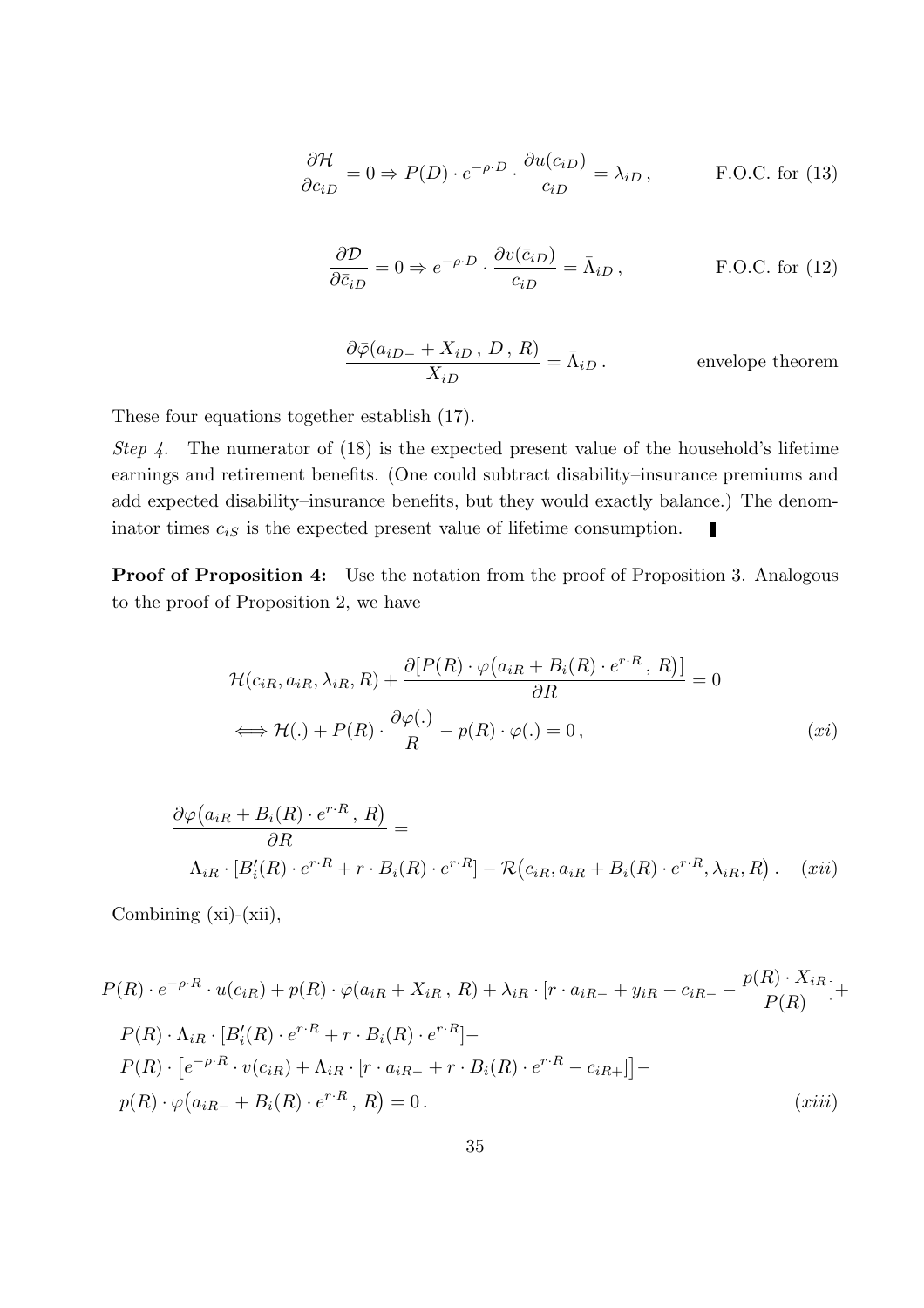$$\frac{\partial \mathcal{H}}{\partial c_{iD}} = 0 \Rightarrow P(D) \cdot e^{-\rho \cdot D} \cdot \frac{\partial u(c_{iD})}{c_{iD}} = \lambda_{iD}\,, \qquad \text{F.O.C. for (13)}$$

$$\frac{\partial \mathcal{D}}{\partial \bar{c}_{iD}} = 0 \Rightarrow e^{-\rho \cdot D} \cdot \frac{\partial v(\bar{c}_{iD})}{c_{iD}} = \bar{\Lambda}_{iD}\,, \qquad \text{F.O.C. for (12)}$$

$$\frac{\partial \bar{\varphi}(a_{iD-} + X_{iD}\,,\, D\,,\, R)}{X_{iD}} = \bar{\Lambda}_{iD}\,. \qquad \text{envelope theorem}$$

These four equations together establish (17).

*Step 4.* The numerator of (18) is the expected present value of the household's lifetime earnings and retirement benefits. (One could subtract disability–insurance premiums and add expected disability–insurance benefits, but they would exactly balance.) The denominator times $c_{iS}$ is the expected present value of lifetime consumption. ∎

**Proof of Proposition 4:** Use the notation from the proof of Proposition 3. Analogous to the proof of Proposition 2, we have

$$\mathcal{H}(c_{iR}, a_{iR}, \lambda_{iR}, R) + \frac{\partial [P(R) \cdot \varphi\big(a_{iR} + B_i(R) \cdot e^{r \cdot R}\,,\, R\big)]}{\partial R} = 0$$

$$\iff \mathcal{H}(.) + P(R) \cdot \frac{\partial \varphi(.)}{R} - p(R) \cdot \varphi(.) = 0\,, \qquad (xi)$$

$$\frac{\partial \varphi\big(a_{iR} + B_i(R) \cdot e^{r \cdot R}\,,\, R\big)}{\partial R} = \Lambda_{iR} \cdot [B_i'(R) \cdot e^{r \cdot R} + r \cdot B_i(R) \cdot e^{r \cdot R}] - \mathcal{R}\big(c_{iR}, a_{iR} + B_i(R) \cdot e^{r \cdot R}, \lambda_{iR}, R\big)\,. \qquad (xii)$$

Combining (xi)-(xii),

$$\begin{aligned}
&P(R) \cdot e^{-\rho \cdot R} \cdot u(c_{iR}) + p(R) \cdot \bar{\varphi}(a_{iR} + X_{iR}\,,\, R) + \lambda_{iR} \cdot [r \cdot a_{iR-} + y_{iR} - c_{iR-} - \frac{p(R) \cdot X_{iR}}{P(R)}] + \\
&\quad P(R) \cdot \Lambda_{iR} \cdot [B_i'(R) \cdot e^{r \cdot R} + r \cdot B_i(R) \cdot e^{r \cdot R}] - \\
&\quad P(R) \cdot \big[e^{-\rho \cdot R} \cdot v(c_{iR}) + \Lambda_{iR} \cdot [r \cdot a_{iR-} + r \cdot B_i(R) \cdot e^{r \cdot R} - c_{iR+}]\big] - \\
&\quad p(R) \cdot \varphi\big(a_{iR-} + B_i(R) \cdot e^{r \cdot R}\,,\, R\big) = 0\,. \qquad (xiii)
\end{aligned}$$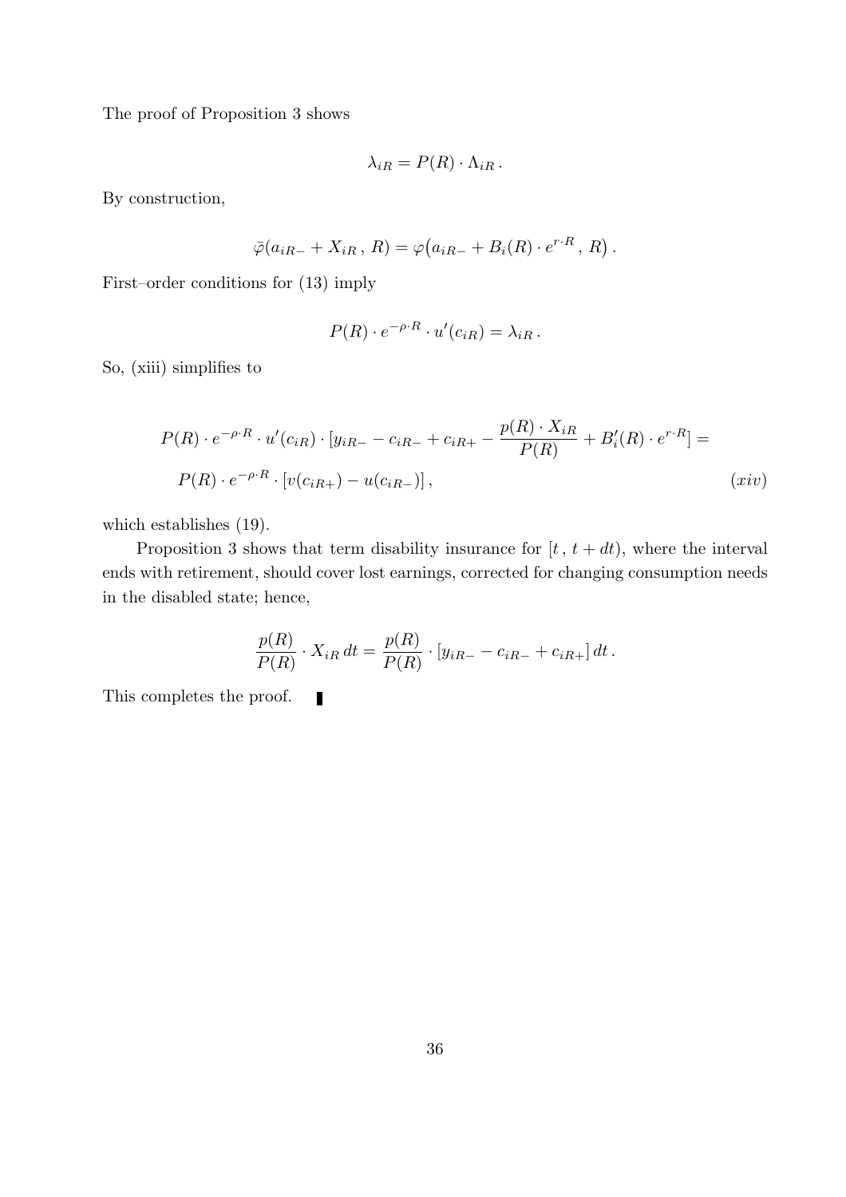The proof of Proposition 3 shows

$$\lambda_{iR} = P(R) \cdot \Lambda_{iR} \,.$$

By construction,

$$\bar{\varphi}(a_{iR-} + X_{iR} \, , \, R) = \varphi\big(a_{iR-} + B_i(R) \cdot e^{r \cdot R} \, , \, R\big) \,.$$

First–order conditions for (13) imply

$$P(R) \cdot e^{-\rho \cdot R} \cdot u'(c_{iR}) = \lambda_{iR} \,.$$

So, (xiii) simplifies to

$$\begin{aligned} &P(R) \cdot e^{-\rho \cdot R} \cdot u'(c_{iR}) \cdot [y_{iR-} - c_{iR-} + c_{iR+} - \frac{p(R) \cdot X_{iR}}{P(R)} + B_i'(R) \cdot e^{r \cdot R}] = \\ &\quad P(R) \cdot e^{-\rho \cdot R} \cdot [v(c_{iR+}) - u(c_{iR-})] \,, \end{aligned} \qquad (xiv)$$

which establishes (19).

Proposition 3 shows that term disability insurance for $[t \, , \, t + dt)$, where the interval ends with retirement, should cover lost earnings, corrected for changing consumption needs in the disabled state; hence,

$$\frac{p(R)}{P(R)} \cdot X_{iR} \, dt = \frac{p(R)}{P(R)} \cdot [y_{iR-} - c_{iR-} + c_{iR+}] \, dt \,.$$

This completes the proof. ▮